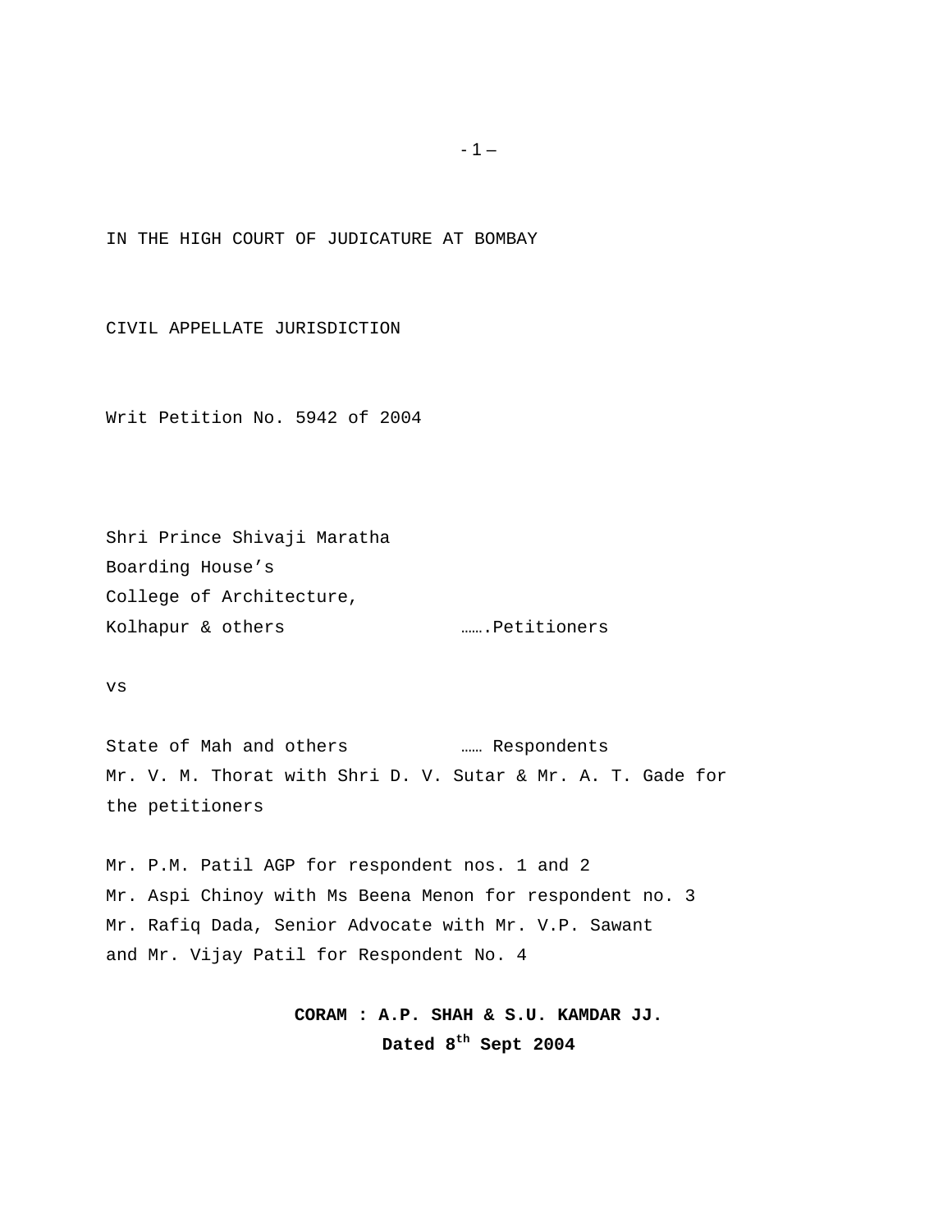IN THE HIGH COURT OF JUDICATURE AT BOMBAY

CIVIL APPELLATE JURISDICTION

Writ Petition No. 5942 of 2004

Shri Prince Shivaji Maratha
Boarding House's
College of Architecture,
Kolhapur & others …….Petitioners

vs

State of Mah and others …… Respondents

Mr. V. M. Thorat with Shri D. V. Sutar & Mr. A. T. Gade for the petitioners

Mr. P.M. Patil AGP for respondent nos. 1 and 2
Mr. Aspi Chinoy with Ms Beena Menon for respondent no. 3
Mr. Rafiq Dada, Senior Advocate with Mr. V.P. Sawant and Mr. Vijay Patil for Respondent No. 4

**CORAM : A.P. SHAH & S.U. KAMDAR JJ.**
**Dated 8th Sept 2004**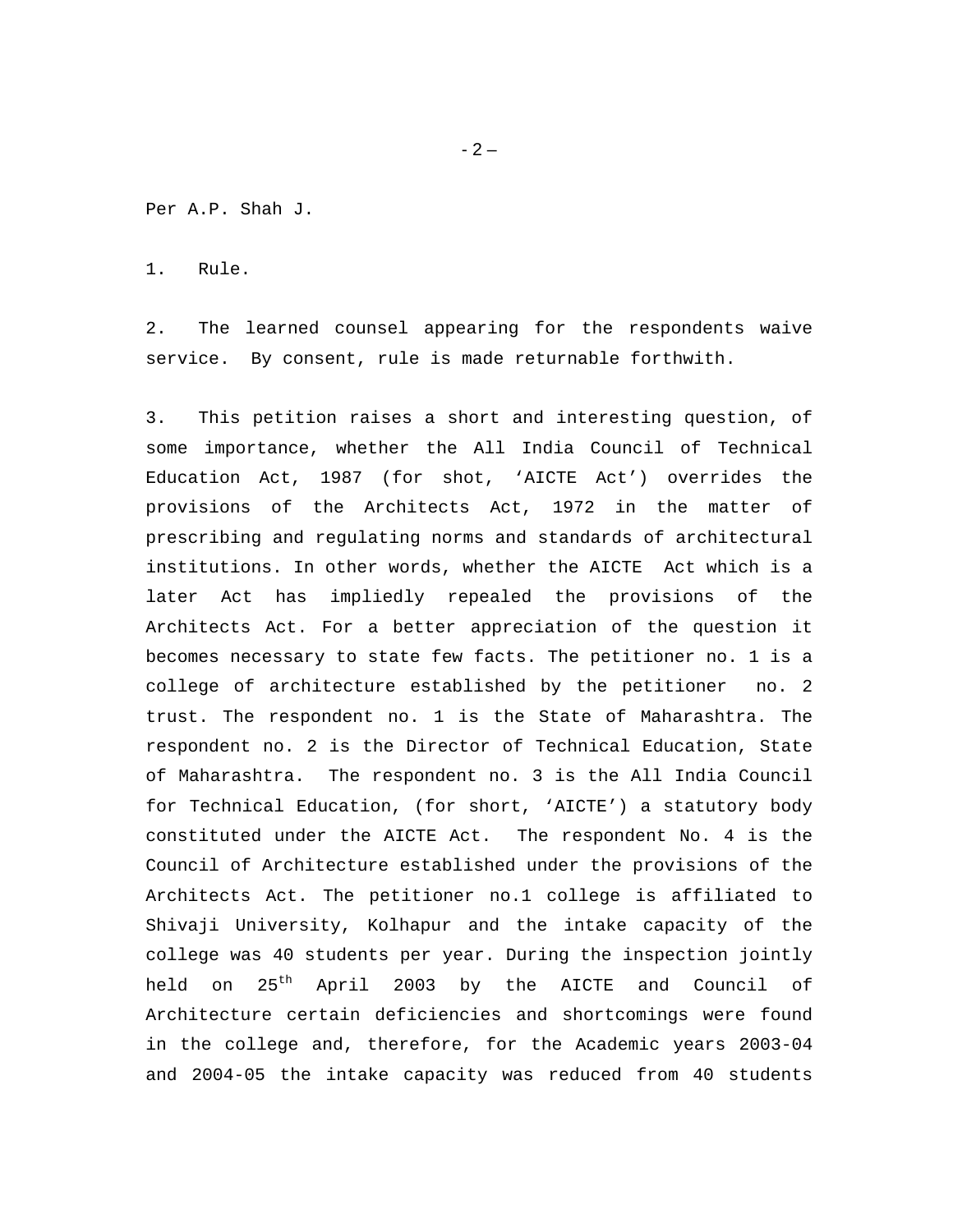Per A.P. Shah J.

1. Rule.

2. The learned counsel appearing for the respondents waive service. By consent, rule is made returnable forthwith.

3. This petition raises a short and interesting question, of some importance, whether the All India Council of Technical Education Act, 1987 (for shot, 'AICTE Act') overrides the provisions of the Architects Act, 1972 in the matter of prescribing and regulating norms and standards of architectural institutions. In other words, whether the AICTE Act which is a later Act has impliedly repealed the provisions of the Architects Act. For a better appreciation of the question it becomes necessary to state few facts. The petitioner no. 1 is a college of architecture established by the petitioner no. 2 trust. The respondent no. 1 is the State of Maharashtra. The respondent no. 2 is the Director of Technical Education, State of Maharashtra. The respondent no. 3 is the All India Council for Technical Education, (for short, 'AICTE') a statutory body constituted under the AICTE Act. The respondent No. 4 is the Council of Architecture established under the provisions of the Architects Act. The petitioner no.1 college is affiliated to Shivaji University, Kolhapur and the intake capacity of the college was 40 students per year. During the inspection jointly held on 25th April 2003 by the AICTE and Council of Architecture certain deficiencies and shortcomings were found in the college and, therefore, for the Academic years 2003-04 and 2004-05 the intake capacity was reduced from 40 students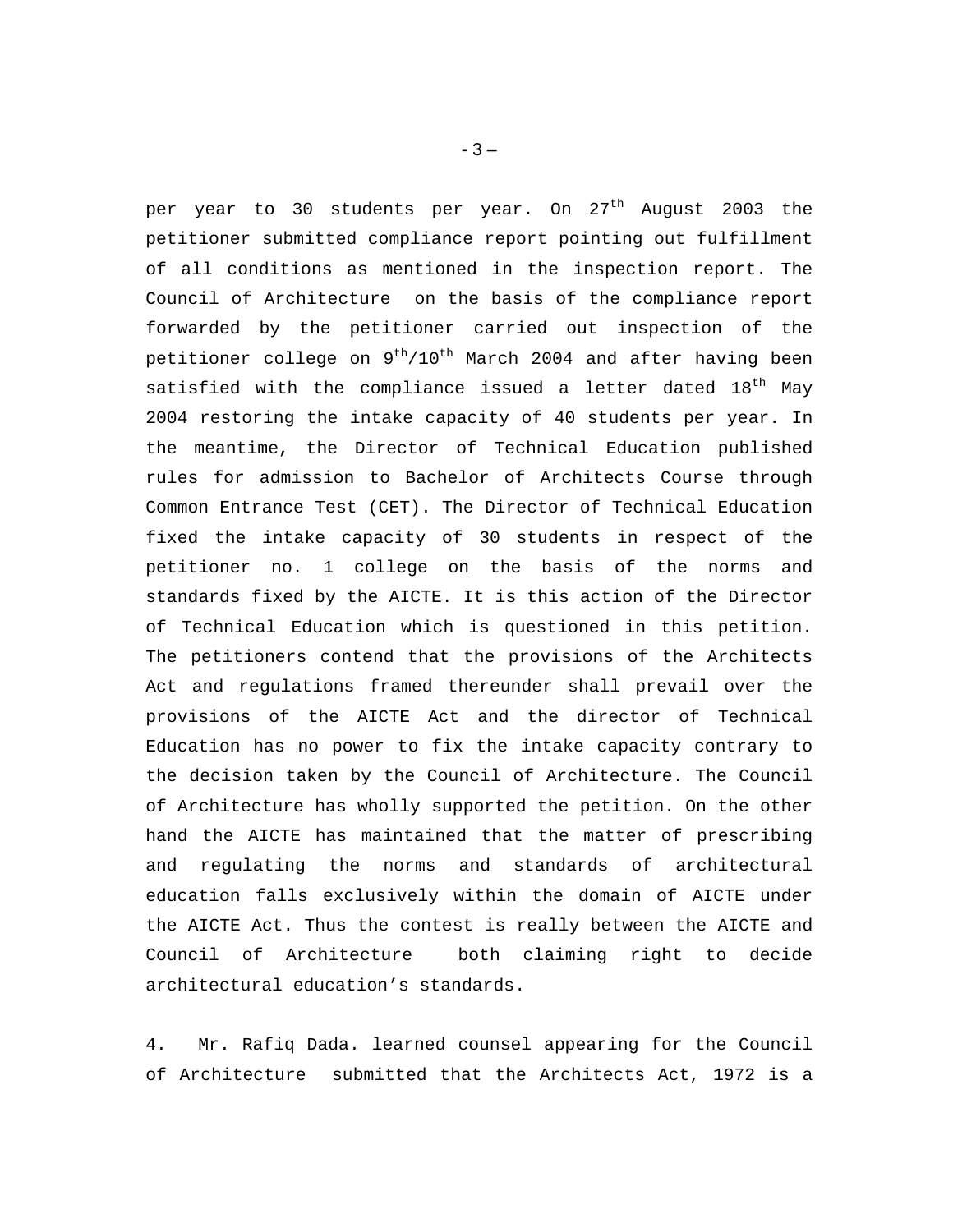per year to 30 students per year. On 27th August 2003 the petitioner submitted compliance report pointing out fulfillment of all conditions as mentioned in the inspection report. The Council of Architecture on the basis of the compliance report forwarded by the petitioner carried out inspection of the petitioner college on 9th/10th March 2004 and after having been satisfied with the compliance issued a letter dated 18th May 2004 restoring the intake capacity of 40 students per year. In the meantime, the Director of Technical Education published rules for admission to Bachelor of Architects Course through Common Entrance Test (CET). The Director of Technical Education fixed the intake capacity of 30 students in respect of the petitioner no. 1 college on the basis of the norms and standards fixed by the AICTE. It is this action of the Director of Technical Education which is questioned in this petition. The petitioners contend that the provisions of the Architects Act and regulations framed thereunder shall prevail over the provisions of the AICTE Act and the director of Technical Education has no power to fix the intake capacity contrary to the decision taken by the Council of Architecture. The Council of Architecture has wholly supported the petition. On the other hand the AICTE has maintained that the matter of prescribing and regulating the norms and standards of architectural education falls exclusively within the domain of AICTE under the AICTE Act. Thus the contest is really between the AICTE and Council of Architecture both claiming right to decide architectural education's standards.

4. Mr. Rafiq Dada. learned counsel appearing for the Council of Architecture submitted that the Architects Act, 1972 is a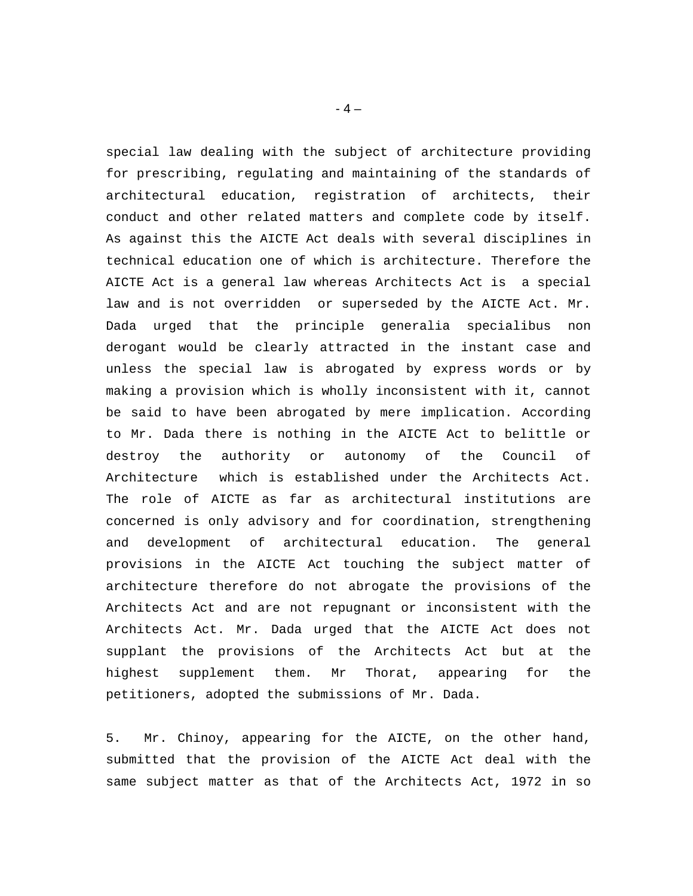special law dealing with the subject of architecture providing for prescribing, regulating and maintaining of the standards of architectural education, registration of architects, their conduct and other related matters and complete code by itself. As against this the AICTE Act deals with several disciplines in technical education one of which is architecture. Therefore the AICTE Act is a general law whereas Architects Act is a special law and is not overridden or superseded by the AICTE Act. Mr. Dada urged that the principle generalia specialibus non derogant would be clearly attracted in the instant case and unless the special law is abrogated by express words or by making a provision which is wholly inconsistent with it, cannot be said to have been abrogated by mere implication. According to Mr. Dada there is nothing in the AICTE Act to belittle or destroy the authority or autonomy of the Council of Architecture which is established under the Architects Act. The role of AICTE as far as architectural institutions are concerned is only advisory and for coordination, strengthening and development of architectural education. The general provisions in the AICTE Act touching the subject matter of architecture therefore do not abrogate the provisions of the Architects Act and are not repugnant or inconsistent with the Architects Act. Mr. Dada urged that the AICTE Act does not supplant the provisions of the Architects Act but at the highest supplement them. Mr Thorat, appearing for the petitioners, adopted the submissions of Mr. Dada.

5. Mr. Chinoy, appearing for the AICTE, on the other hand, submitted that the provision of the AICTE Act deal with the same subject matter as that of the Architects Act, 1972 in so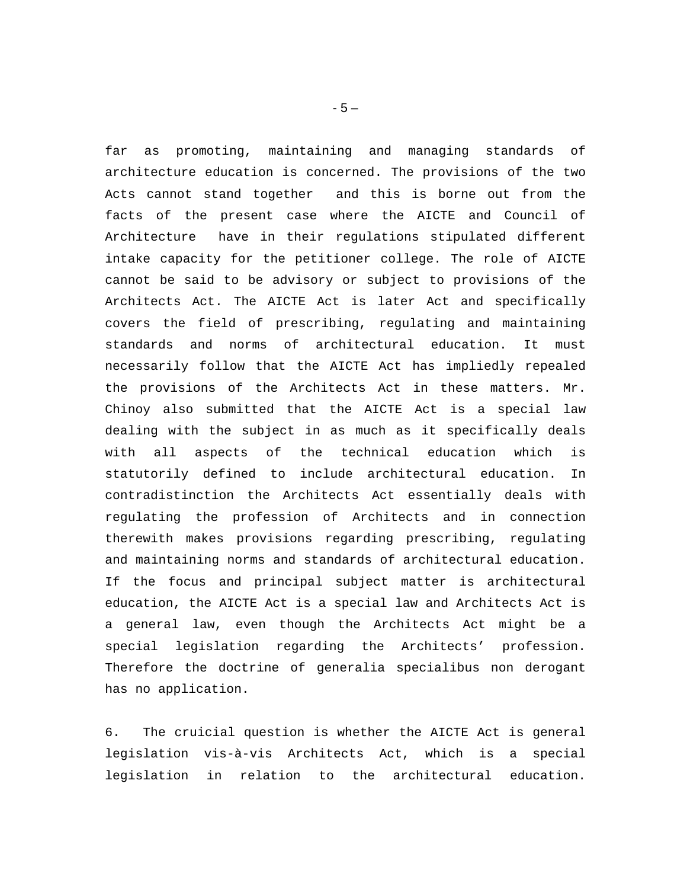far as promoting, maintaining and managing standards of architecture education is concerned. The provisions of the two Acts cannot stand together and this is borne out from the facts of the present case where the AICTE and Council of Architecture have in their regulations stipulated different intake capacity for the petitioner college. The role of AICTE cannot be said to be advisory or subject to provisions of the Architects Act. The AICTE Act is later Act and specifically covers the field of prescribing, regulating and maintaining standards and norms of architectural education. It must necessarily follow that the AICTE Act has impliedly repealed the provisions of the Architects Act in these matters. Mr. Chinoy also submitted that the AICTE Act is a special law dealing with the subject in as much as it specifically deals with all aspects of the technical education which is statutorily defined to include architectural education. In contradistinction the Architects Act essentially deals with regulating the profession of Architects and in connection therewith makes provisions regarding prescribing, regulating and maintaining norms and standards of architectural education. If the focus and principal subject matter is architectural education, the AICTE Act is a special law and Architects Act is a general law, even though the Architects Act might be a special legislation regarding the Architects' profession. Therefore the doctrine of generalia specialibus non derogant has no application.

6. The cruicial question is whether the AICTE Act is general legislation vis-à-vis Architects Act, which is a special legislation in relation to the architectural education.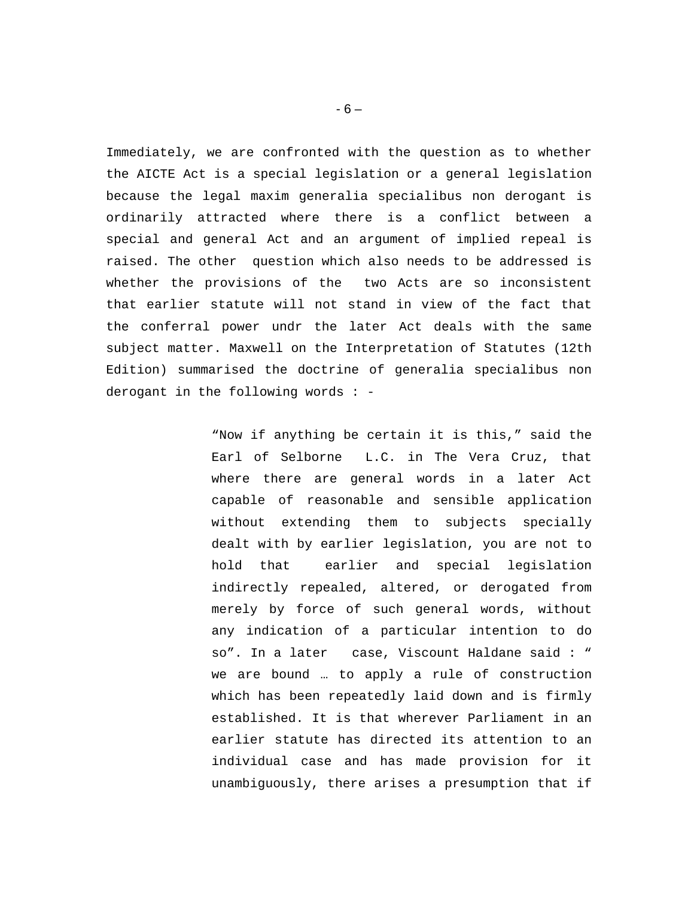Immediately, we are confronted with the question as to whether the AICTE Act is a special legislation or a general legislation because the legal maxim generalia specialibus non derogant is ordinarily attracted where there is a conflict between a special and general Act and an argument of implied repeal is raised. The other question which also needs to be addressed is whether the provisions of the two Acts are so inconsistent that earlier statute will not stand in view of the fact that the conferral power undr the later Act deals with the same subject matter. Maxwell on the Interpretation of Statutes (12th Edition) summarised the doctrine of generalia specialibus non derogant in the following words : -

> "Now if anything be certain it is this," said the Earl of Selborne L.C. in The Vera Cruz, that where there are general words in a later Act capable of reasonable and sensible application without extending them to subjects specially dealt with by earlier legislation, you are not to hold that earlier and special legislation indirectly repealed, altered, or derogated from merely by force of such general words, without any indication of a particular intention to do so". In a later case, Viscount Haldane said : " we are bound … to apply a rule of construction which has been repeatedly laid down and is firmly established. It is that wherever Parliament in an earlier statute has directed its attention to an individual case and has made provision for it unambiguously, there arises a presumption that if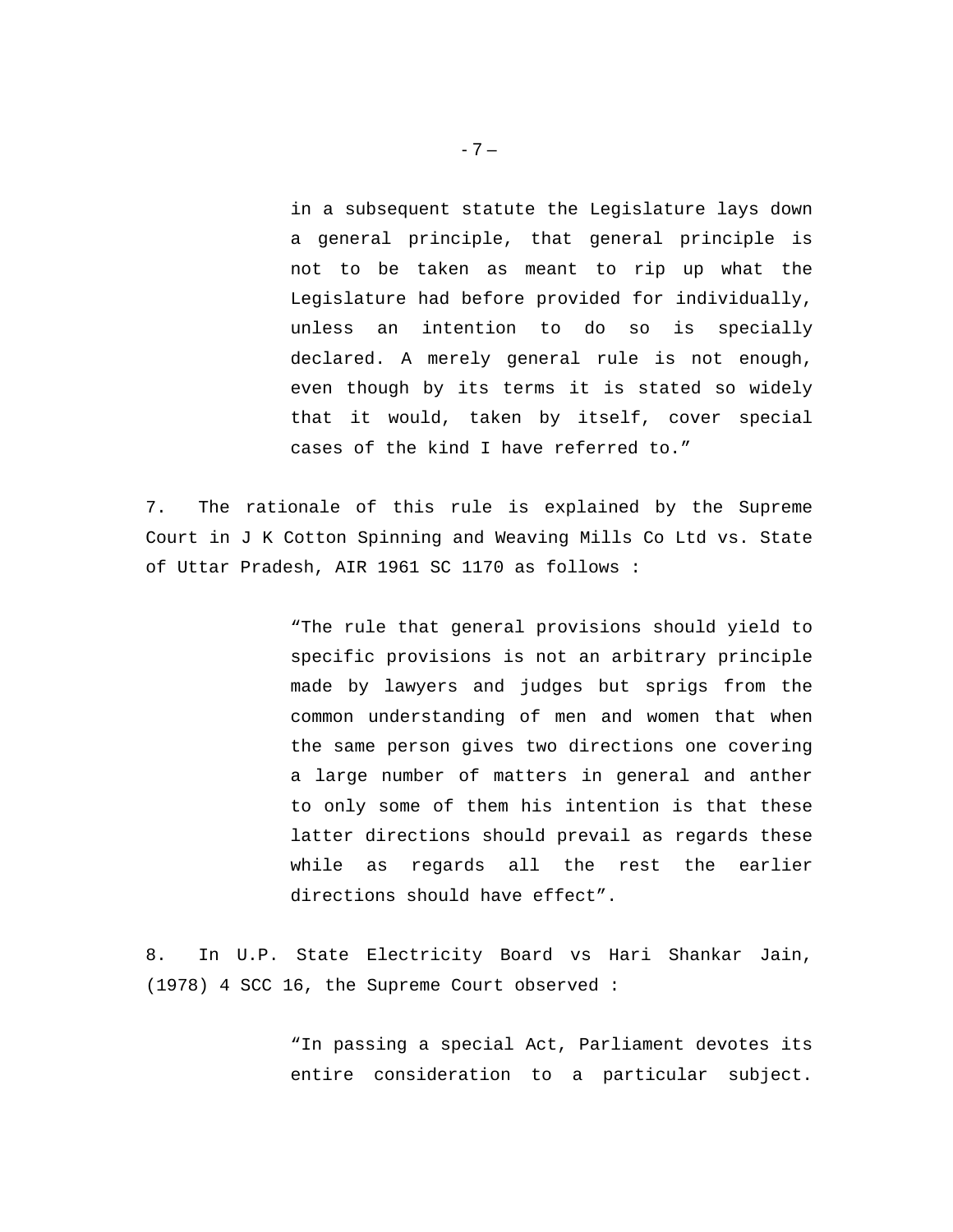> in a subsequent statute the Legislature lays down a general principle, that general principle is not to be taken as meant to rip up what the Legislature had before provided for individually, unless an intention to do so is specially declared. A merely general rule is not enough, even though by its terms it is stated so widely that it would, taken by itself, cover special cases of the kind I have referred to."

7. The rationale of this rule is explained by the Supreme Court in J K Cotton Spinning and Weaving Mills Co Ltd vs. State of Uttar Pradesh, AIR 1961 SC 1170 as follows :

> "The rule that general provisions should yield to specific provisions is not an arbitrary principle made by lawyers and judges but sprigs from the common understanding of men and women that when the same person gives two directions one covering a large number of matters in general and anther to only some of them his intention is that these latter directions should prevail as regards these while as regards all the rest the earlier directions should have effect".

8. In U.P. State Electricity Board vs Hari Shankar Jain, (1978) 4 SCC 16, the Supreme Court observed :

> "In passing a special Act, Parliament devotes its entire consideration to a particular subject.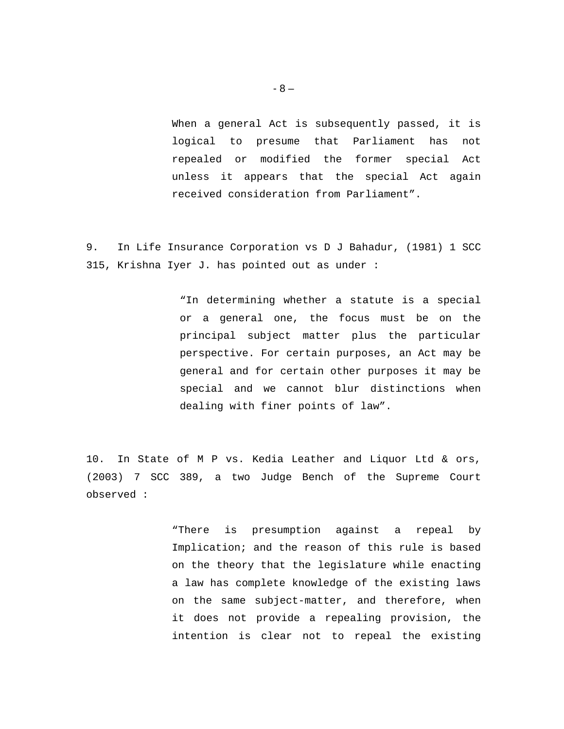> When a general Act is subsequently passed, it is logical to presume that Parliament has not repealed or modified the former special Act unless it appears that the special Act again received consideration from Parliament".

9. In Life Insurance Corporation vs D J Bahadur, (1981) 1 SCC 315, Krishna Iyer J. has pointed out as under :

> "In determining whether a statute is a special or a general one, the focus must be on the principal subject matter plus the particular perspective. For certain purposes, an Act may be general and for certain other purposes it may be special and we cannot blur distinctions when dealing with finer points of law".

10. In State of M P vs. Kedia Leather and Liquor Ltd & ors, (2003) 7 SCC 389, a two Judge Bench of the Supreme Court observed :

> "There is presumption against a repeal by Implication; and the reason of this rule is based on the theory that the legislature while enacting a law has complete knowledge of the existing laws on the same subject-matter, and therefore, when it does not provide a repealing provision, the intention is clear not to repeal the existing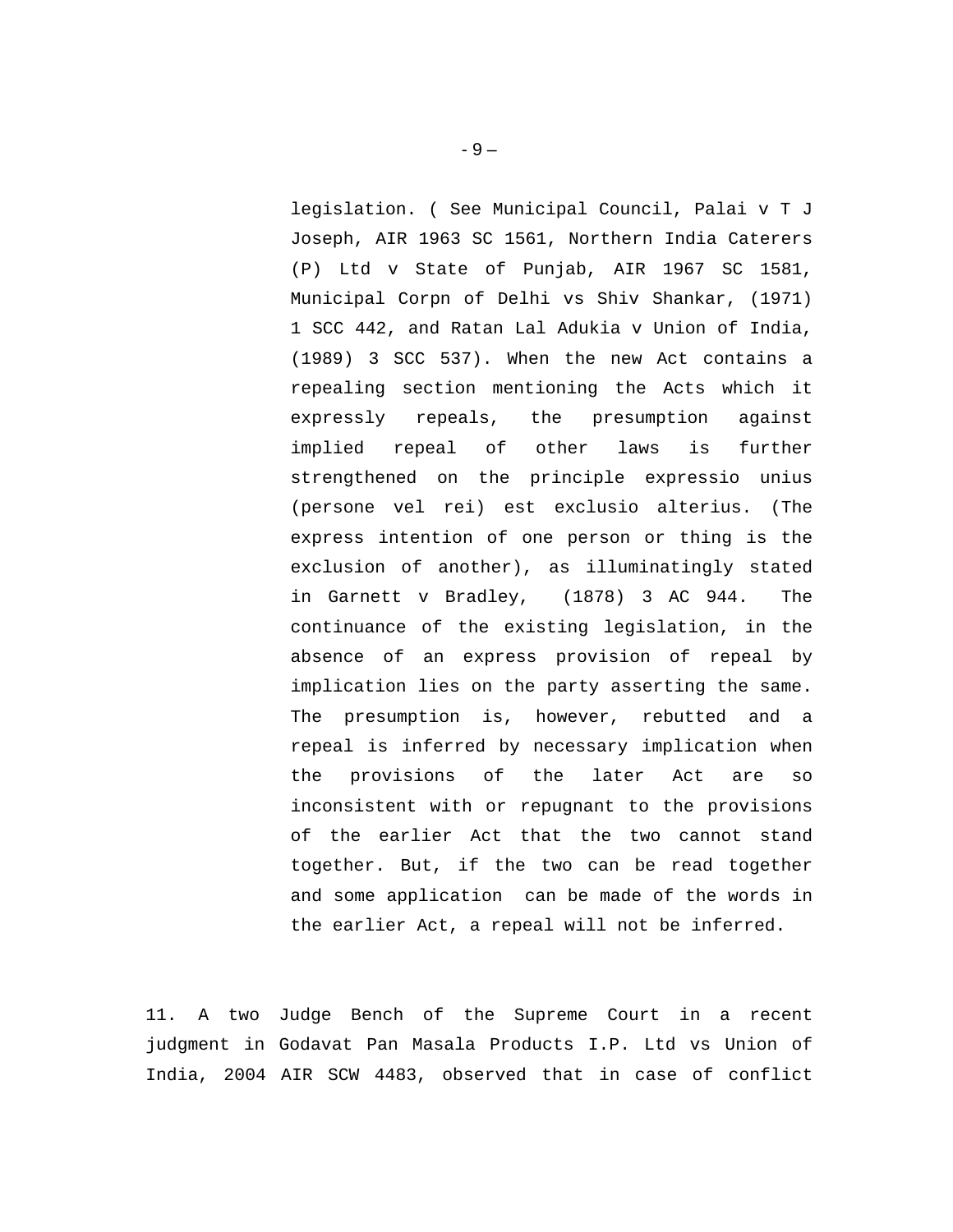legislation. ( See Municipal Council, Palai v T J Joseph, AIR 1963 SC 1561, Northern India Caterers (P) Ltd v State of Punjab, AIR 1967 SC 1581, Municipal Corpn of Delhi vs Shiv Shankar, (1971) 1 SCC 442, and Ratan Lal Adukia v Union of India, (1989) 3 SCC 537). When the new Act contains a repealing section mentioning the Acts which it expressly repeals, the presumption against implied repeal of other laws is further strengthened on the principle expressio unius (persone vel rei) est exclusio alterius. (The express intention of one person or thing is the exclusion of another), as illuminatingly stated in Garnett v Bradley, (1878) 3 AC 944. The continuance of the existing legislation, in the absence of an express provision of repeal by implication lies on the party asserting the same. The presumption is, however, rebutted and a repeal is inferred by necessary implication when the provisions of the later Act are so inconsistent with or repugnant to the provisions of the earlier Act that the two cannot stand together. But, if the two can be read together and some application can be made of the words in the earlier Act, a repeal will not be inferred.

11. A two Judge Bench of the Supreme Court in a recent judgment in Godavat Pan Masala Products I.P. Ltd vs Union of India, 2004 AIR SCW 4483, observed that in case of conflict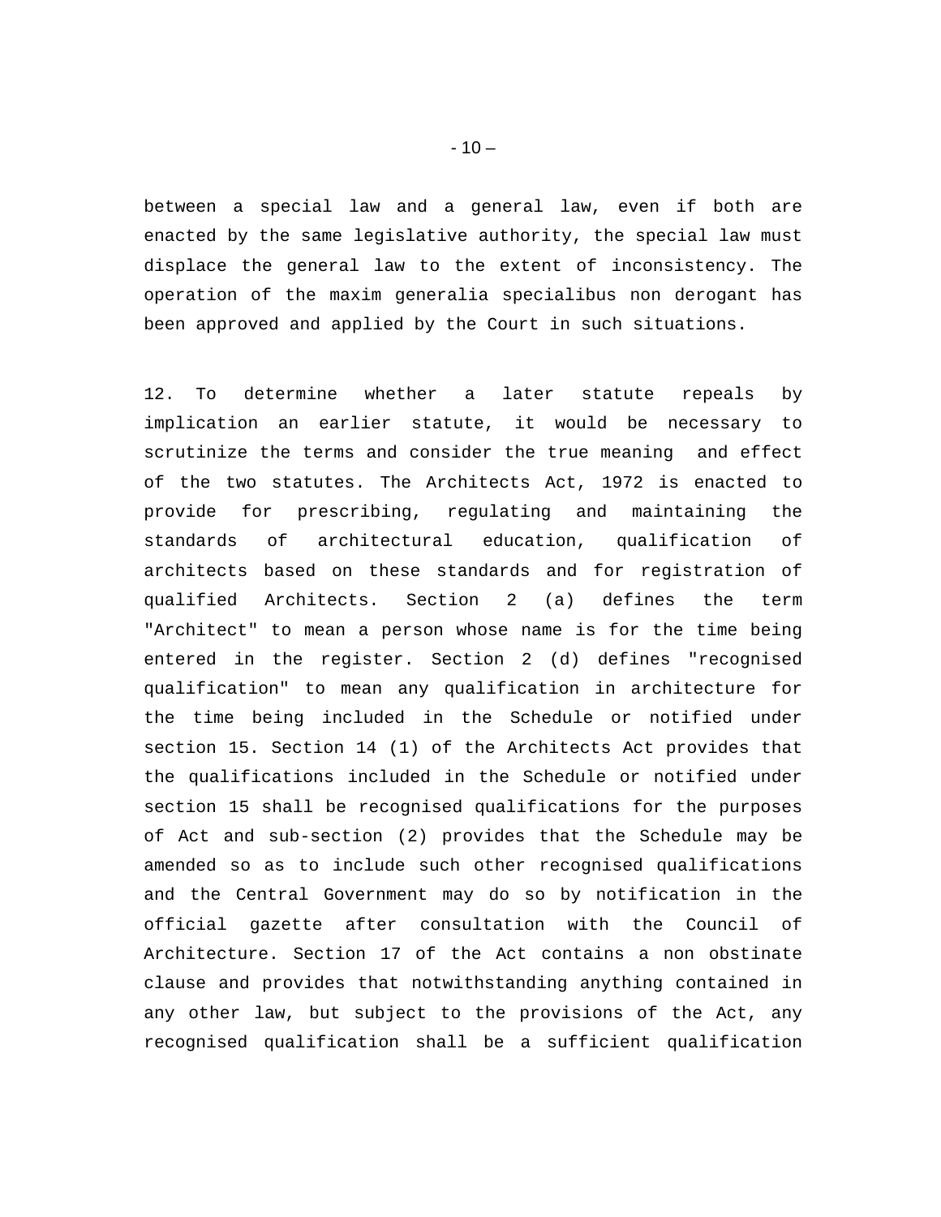between a special law and a general law, even if both are enacted by the same legislative authority, the special law must displace the general law to the extent of inconsistency. The operation of the maxim generalia specialibus non derogant has been approved and applied by the Court in such situations.

12. To determine whether a later statute repeals by implication an earlier statute, it would be necessary to scrutinize the terms and consider the true meaning and effect of the two statutes. The Architects Act, 1972 is enacted to provide for prescribing, regulating and maintaining the standards of architectural education, qualification of architects based on these standards and for registration of qualified Architects. Section 2 (a) defines the term "Architect" to mean a person whose name is for the time being entered in the register. Section 2 (d) defines "recognised qualification" to mean any qualification in architecture for the time being included in the Schedule or notified under section 15. Section 14 (1) of the Architects Act provides that the qualifications included in the Schedule or notified under section 15 shall be recognised qualifications for the purposes of Act and sub-section (2) provides that the Schedule may be amended so as to include such other recognised qualifications and the Central Government may do so by notification in the official gazette after consultation with the Council of Architecture. Section 17 of the Act contains a non obstinate clause and provides that notwithstanding anything contained in any other law, but subject to the provisions of the Act, any recognised qualification shall be a sufficient qualification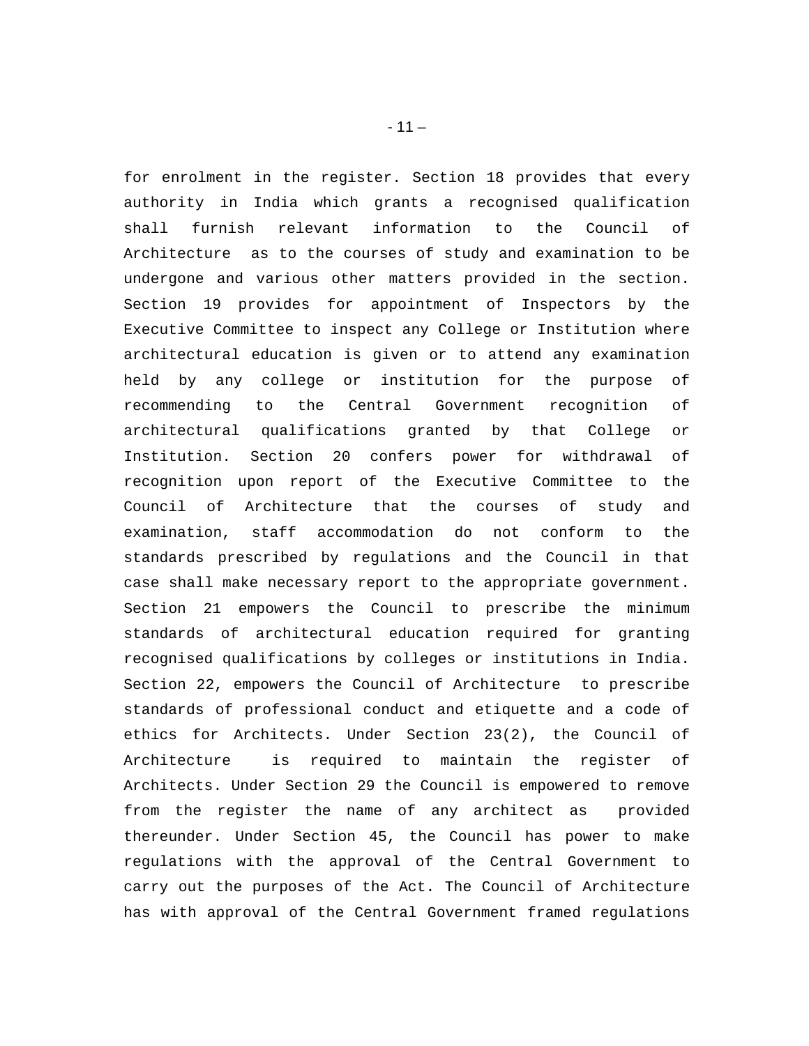for enrolment in the register. Section 18 provides that every authority in India which grants a recognised qualification shall furnish relevant information to the Council of Architecture as to the courses of study and examination to be undergone and various other matters provided in the section. Section 19 provides for appointment of Inspectors by the Executive Committee to inspect any College or Institution where architectural education is given or to attend any examination held by any college or institution for the purpose of recommending to the Central Government recognition of architectural qualifications granted by that College or Institution. Section 20 confers power for withdrawal of recognition upon report of the Executive Committee to the Council of Architecture that the courses of study and examination, staff accommodation do not conform to the standards prescribed by regulations and the Council in that case shall make necessary report to the appropriate government. Section 21 empowers the Council to prescribe the minimum standards of architectural education required for granting recognised qualifications by colleges or institutions in India. Section 22, empowers the Council of Architecture to prescribe standards of professional conduct and etiquette and a code of ethics for Architects. Under Section 23(2), the Council of Architecture is required to maintain the register of Architects. Under Section 29 the Council is empowered to remove from the register the name of any architect as provided thereunder. Under Section 45, the Council has power to make regulations with the approval of the Central Government to carry out the purposes of the Act. The Council of Architecture has with approval of the Central Government framed regulations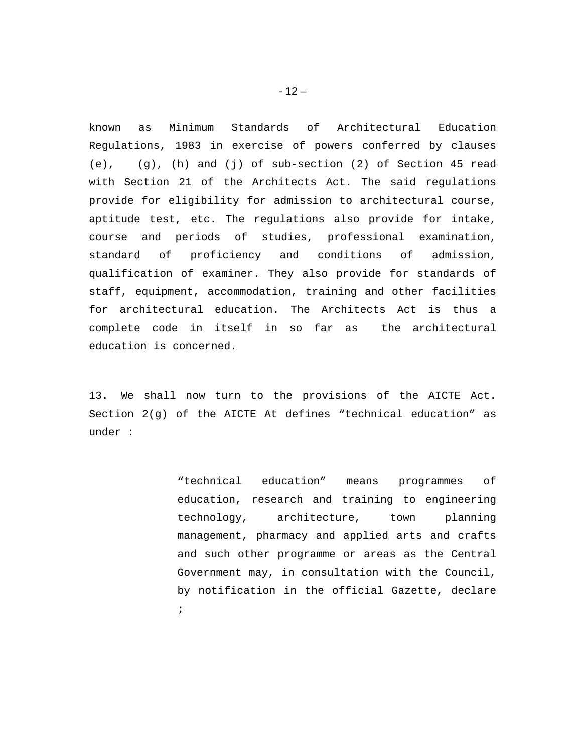known as Minimum Standards of Architectural Education Regulations, 1983 in exercise of powers conferred by clauses (e), (g), (h) and (j) of sub-section (2) of Section 45 read with Section 21 of the Architects Act. The said regulations provide for eligibility for admission to architectural course, aptitude test, etc. The regulations also provide for intake, course and periods of studies, professional examination, standard of proficiency and conditions of admission, qualification of examiner. They also provide for standards of staff, equipment, accommodation, training and other facilities for architectural education. The Architects Act is thus a complete code in itself in so far as the architectural education is concerned.

13. We shall now turn to the provisions of the AICTE Act. Section 2(g) of the AICTE At defines "technical education" as under :

> "technical education" means programmes of education, research and training to engineering technology, architecture, town planning management, pharmacy and applied arts and crafts and such other programme or areas as the Central Government may, in consultation with the Council, by notification in the official Gazette, declare ;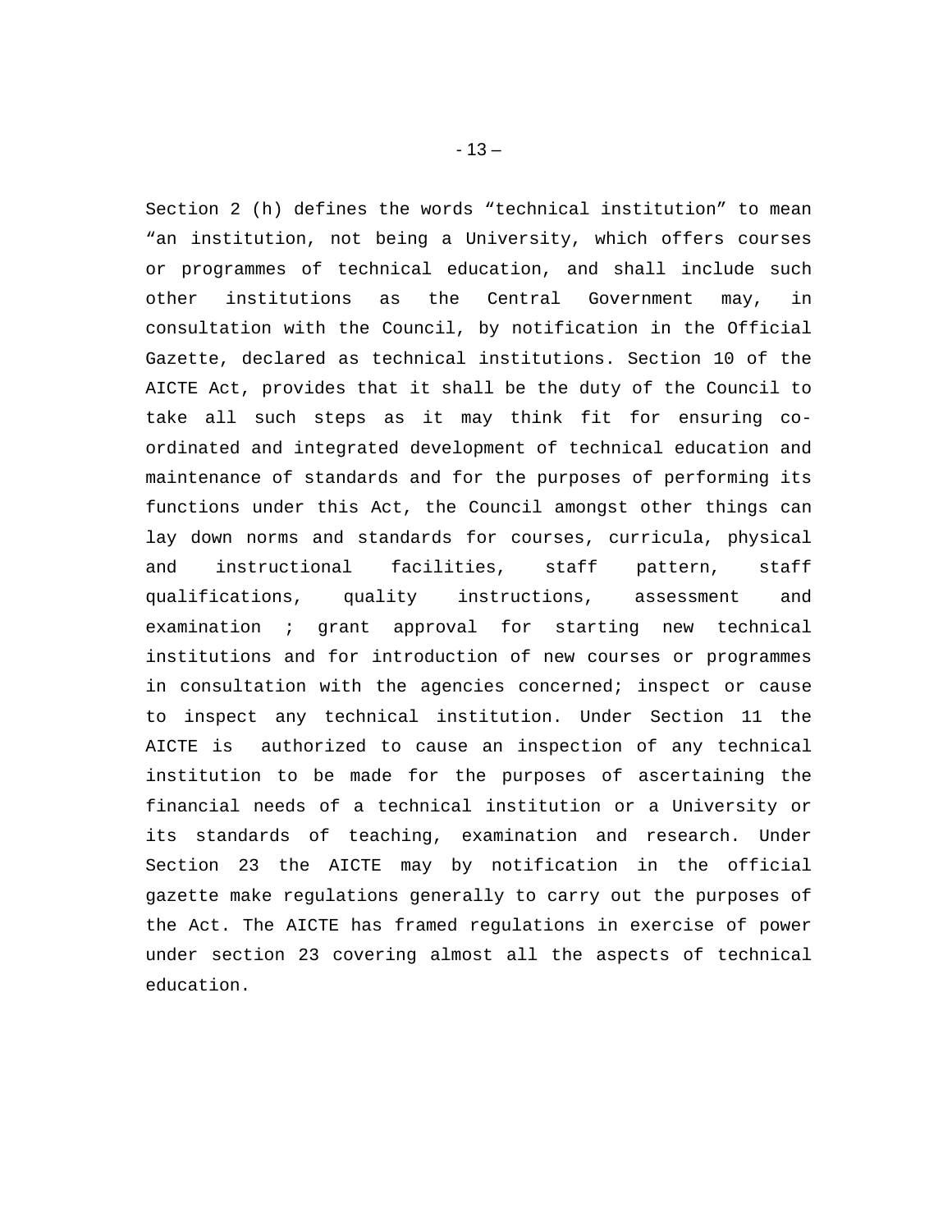Section 2 (h) defines the words “technical institution” to mean “an institution, not being a University, which offers courses or programmes of technical education, and shall include such other institutions as the Central Government may, in consultation with the Council, by notification in the Official Gazette, declared as technical institutions. Section 10 of the AICTE Act, provides that it shall be the duty of the Council to take all such steps as it may think fit for ensuring co-ordinated and integrated development of technical education and maintenance of standards and for the purposes of performing its functions under this Act, the Council amongst other things can lay down norms and standards for courses, curricula, physical and instructional facilities, staff pattern, staff qualifications, quality instructions, assessment and examination ; grant approval for starting new technical institutions and for introduction of new courses or programmes in consultation with the agencies concerned; inspect or cause to inspect any technical institution. Under Section 11 the AICTE is authorized to cause an inspection of any technical institution to be made for the purposes of ascertaining the financial needs of a technical institution or a University or its standards of teaching, examination and research. Under Section 23 the AICTE may by notification in the official gazette make regulations generally to carry out the purposes of the Act. The AICTE has framed regulations in exercise of power under section 23 covering almost all the aspects of technical education.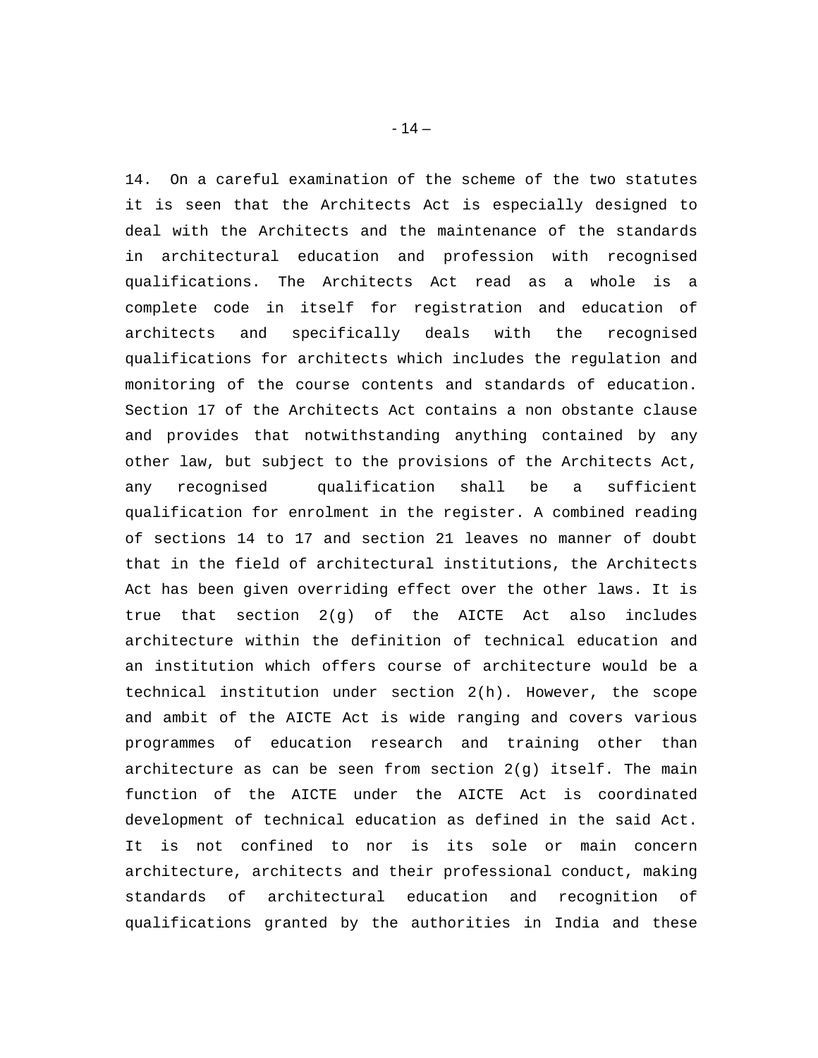14. On a careful examination of the scheme of the two statutes it is seen that the Architects Act is especially designed to deal with the Architects and the maintenance of the standards in architectural education and profession with recognised qualifications. The Architects Act read as a whole is a complete code in itself for registration and education of architects and specifically deals with the recognised qualifications for architects which includes the regulation and monitoring of the course contents and standards of education. Section 17 of the Architects Act contains a non obstante clause and provides that notwithstanding anything contained by any other law, but subject to the provisions of the Architects Act, any recognised qualification shall be a sufficient qualification for enrolment in the register. A combined reading of sections 14 to 17 and section 21 leaves no manner of doubt that in the field of architectural institutions, the Architects Act has been given overriding effect over the other laws. It is true that section 2(g) of the AICTE Act also includes architecture within the definition of technical education and an institution which offers course of architecture would be a technical institution under section 2(h). However, the scope and ambit of the AICTE Act is wide ranging and covers various programmes of education research and training other than architecture as can be seen from section 2(g) itself. The main function of the AICTE under the AICTE Act is coordinated development of technical education as defined in the said Act. It is not confined to nor is its sole or main concern architecture, architects and their professional conduct, making standards of architectural education and recognition of qualifications granted by the authorities in India and these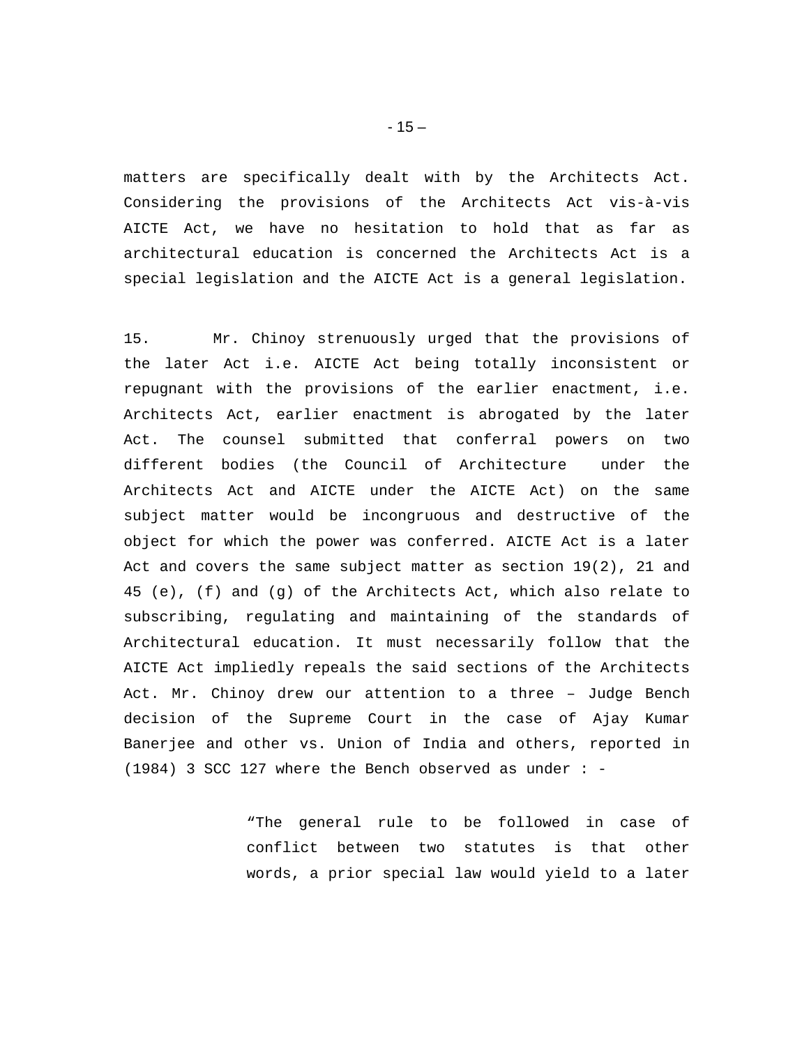matters are specifically dealt with by the Architects Act. Considering the provisions of the Architects Act vis-à-vis AICTE Act, we have no hesitation to hold that as far as architectural education is concerned the Architects Act is a special legislation and the AICTE Act is a general legislation.

15. Mr. Chinoy strenuously urged that the provisions of the later Act i.e. AICTE Act being totally inconsistent or repugnant with the provisions of the earlier enactment, i.e. Architects Act, earlier enactment is abrogated by the later Act. The counsel submitted that conferral powers on two different bodies (the Council of Architecture under the Architects Act and AICTE under the AICTE Act) on the same subject matter would be incongruous and destructive of the object for which the power was conferred. AICTE Act is a later Act and covers the same subject matter as section 19(2), 21 and 45 (e), (f) and (g) of the Architects Act, which also relate to subscribing, regulating and maintaining of the standards of Architectural education. It must necessarily follow that the AICTE Act impliedly repeals the said sections of the Architects Act. Mr. Chinoy drew our attention to a three – Judge Bench decision of the Supreme Court in the case of Ajay Kumar Banerjee and other vs. Union of India and others, reported in (1984) 3 SCC 127 where the Bench observed as under : -

> "The general rule to be followed in case of conflict between two statutes is that other words, a prior special law would yield to a later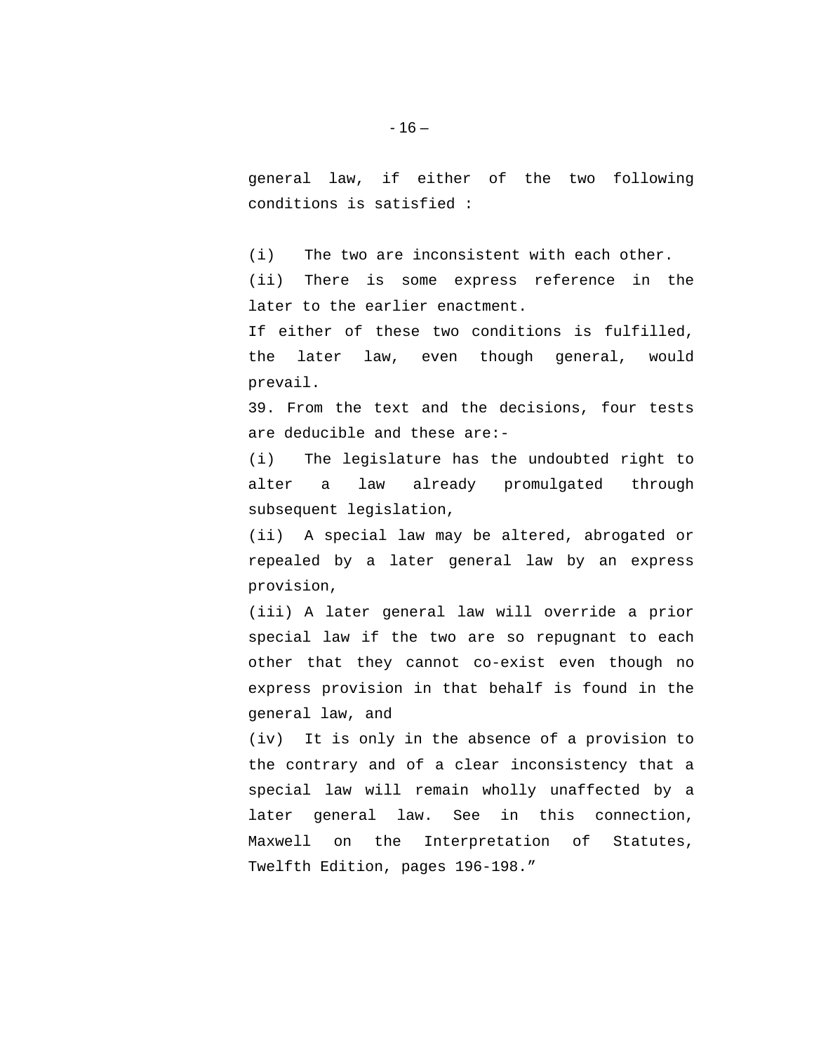general law, if either of the two following conditions is satisfied :

(i) The two are inconsistent with each other.
(ii) There is some express reference in the later to the earlier enactment.
If either of these two conditions is fulfilled, the later law, even though general, would prevail.

39. From the text and the decisions, four tests are deducible and these are:-

(i) The legislature has the undoubted right to alter a law already promulgated through subsequent legislation,
(ii) A special law may be altered, abrogated or repealed by a later general law by an express provision,
(iii) A later general law will override a prior special law if the two are so repugnant to each other that they cannot co-exist even though no express provision in that behalf is found in the general law, and
(iv) It is only in the absence of a provision to the contrary and of a clear inconsistency that a special law will remain wholly unaffected by a later general law. See in this connection, Maxwell on the Interpretation of Statutes, Twelfth Edition, pages 196-198."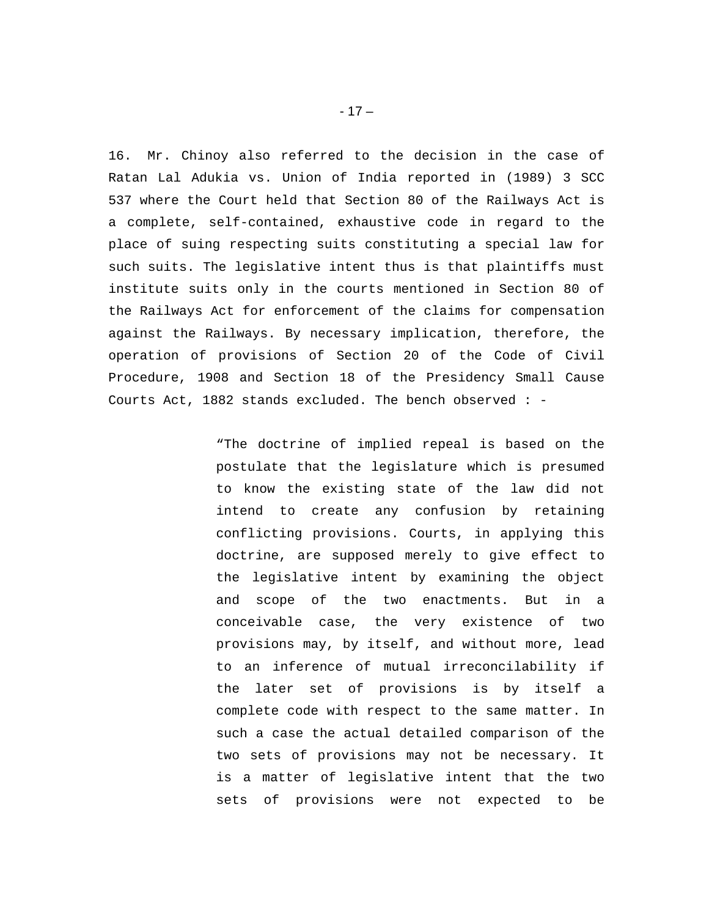16. Mr. Chinoy also referred to the decision in the case of Ratan Lal Adukia vs. Union of India reported in (1989) 3 SCC 537 where the Court held that Section 80 of the Railways Act is a complete, self-contained, exhaustive code in regard to the place of suing respecting suits constituting a special law for such suits. The legislative intent thus is that plaintiffs must institute suits only in the courts mentioned in Section 80 of the Railways Act for enforcement of the claims for compensation against the Railways. By necessary implication, therefore, the operation of provisions of Section 20 of the Code of Civil Procedure, 1908 and Section 18 of the Presidency Small Cause Courts Act, 1882 stands excluded. The bench observed : -

> "The doctrine of implied repeal is based on the postulate that the legislature which is presumed to know the existing state of the law did not intend to create any confusion by retaining conflicting provisions. Courts, in applying this doctrine, are supposed merely to give effect to the legislative intent by examining the object and scope of the two enactments. But in a conceivable case, the very existence of two provisions may, by itself, and without more, lead to an inference of mutual irreconcilability if the later set of provisions is by itself a complete code with respect to the same matter. In such a case the actual detailed comparison of the two sets of provisions may not be necessary. It is a matter of legislative intent that the two sets of provisions were not expected to be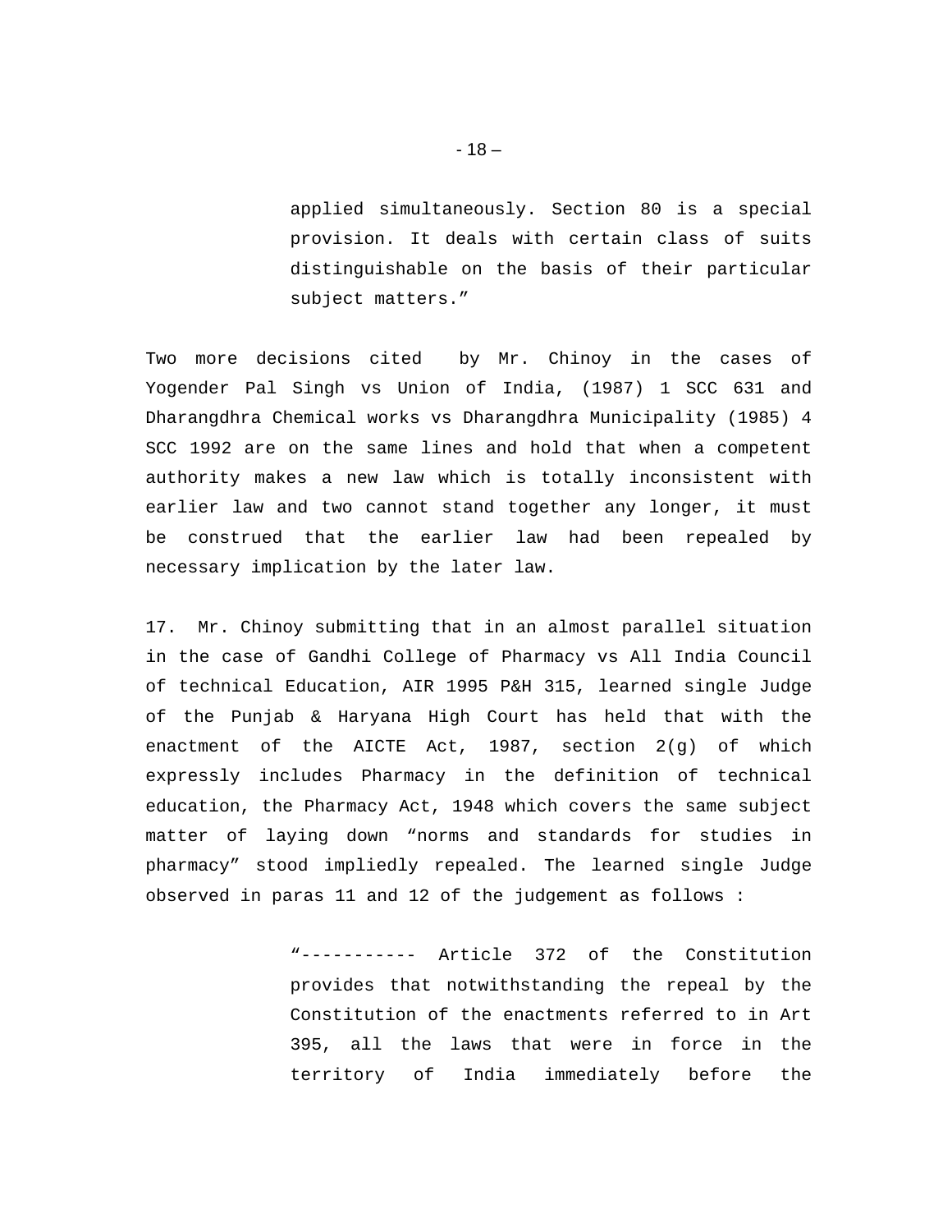> applied simultaneously. Section 80 is a special provision. It deals with certain class of suits distinguishable on the basis of their particular subject matters."

Two more decisions cited by Mr. Chinoy in the cases of Yogender Pal Singh vs Union of India, (1987) 1 SCC 631 and Dharangdhra Chemical works vs Dharangdhra Municipality (1985) 4 SCC 1992 are on the same lines and hold that when a competent authority makes a new law which is totally inconsistent with earlier law and two cannot stand together any longer, it must be construed that the earlier law had been repealed by necessary implication by the later law.

17. Mr. Chinoy submitting that in an almost parallel situation in the case of Gandhi College of Pharmacy vs All India Council of technical Education, AIR 1995 P&H 315, learned single Judge of the Punjab & Haryana High Court has held that with the enactment of the AICTE Act, 1987, section 2(g) of which expressly includes Pharmacy in the definition of technical education, the Pharmacy Act, 1948 which covers the same subject matter of laying down "norms and standards for studies in pharmacy" stood impliedly repealed. The learned single Judge observed in paras 11 and 12 of the judgement as follows :

> "----------- Article 372 of the Constitution provides that notwithstanding the repeal by the Constitution of the enactments referred to in Art 395, all the laws that were in force in the territory of India immediately before the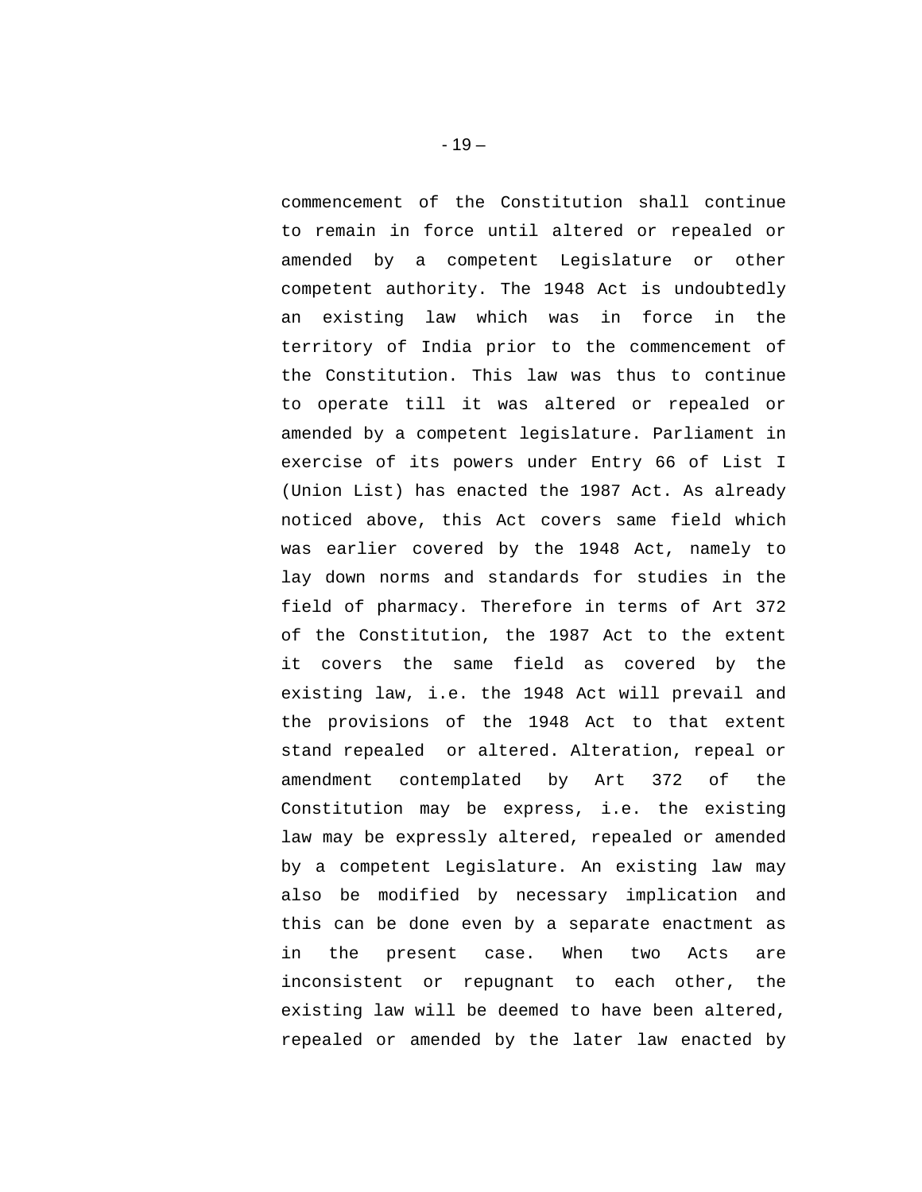commencement of the Constitution shall continue to remain in force until altered or repealed or amended by a competent Legislature or other competent authority. The 1948 Act is undoubtedly an existing law which was in force in the territory of India prior to the commencement of the Constitution. This law was thus to continue to operate till it was altered or repealed or amended by a competent legislature. Parliament in exercise of its powers under Entry 66 of List I (Union List) has enacted the 1987 Act. As already noticed above, this Act covers same field which was earlier covered by the 1948 Act, namely to lay down norms and standards for studies in the field of pharmacy. Therefore in terms of Art 372 of the Constitution, the 1987 Act to the extent it covers the same field as covered by the existing law, i.e. the 1948 Act will prevail and the provisions of the 1948 Act to that extent stand repealed or altered. Alteration, repeal or amendment contemplated by Art 372 of the Constitution may be express, i.e. the existing law may be expressly altered, repealed or amended by a competent Legislature. An existing law may also be modified by necessary implication and this can be done even by a separate enactment as in the present case. When two Acts are inconsistent or repugnant to each other, the existing law will be deemed to have been altered, repealed or amended by the later law enacted by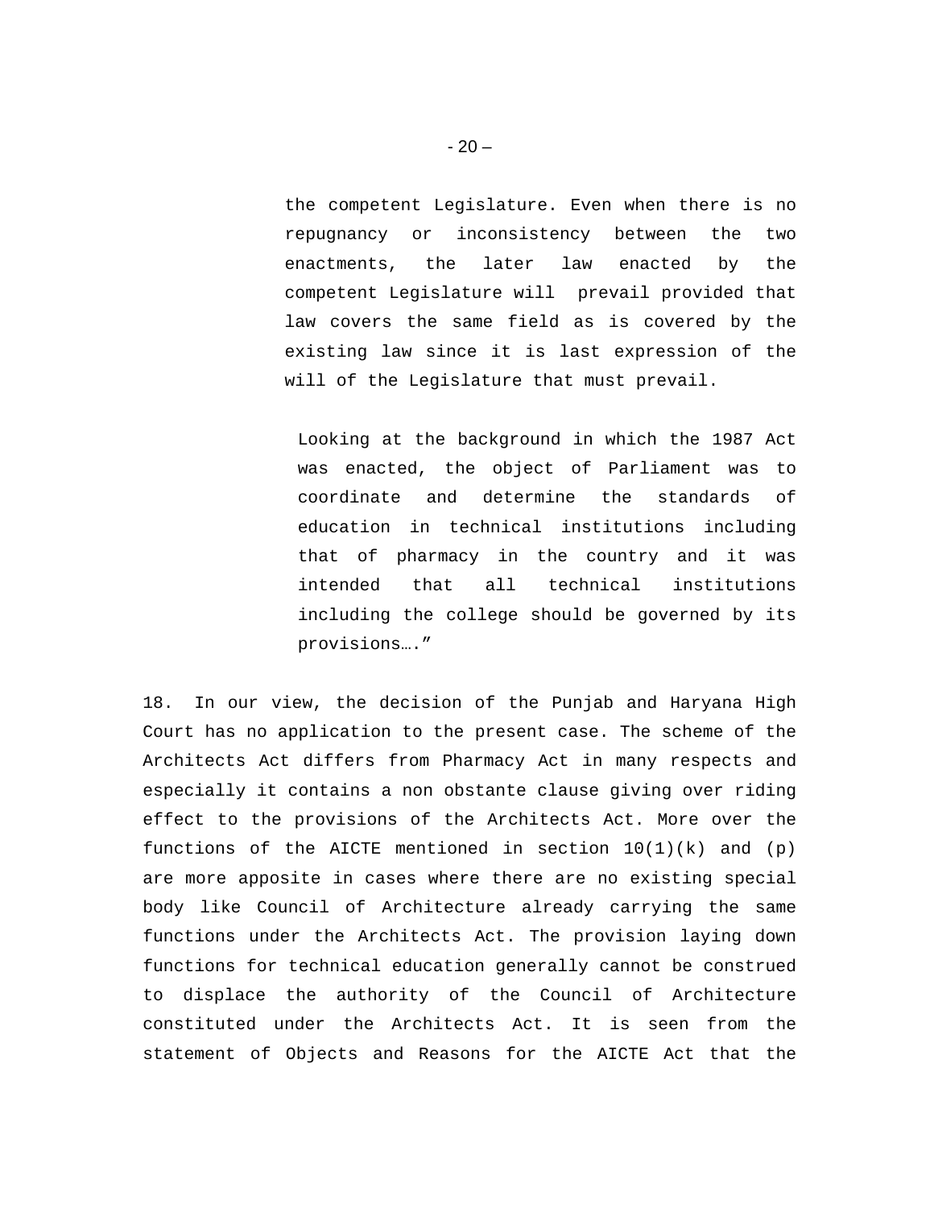> the competent Legislature. Even when there is no repugnancy or inconsistency between the two enactments, the later law enacted by the competent Legislature will prevail provided that law covers the same field as is covered by the existing law since it is last expression of the will of the Legislature that must prevail.
>
> Looking at the background in which the 1987 Act was enacted, the object of Parliament was to coordinate and determine the standards of education in technical institutions including that of pharmacy in the country and it was intended that all technical institutions including the college should be governed by its provisions…."

18. In our view, the decision of the Punjab and Haryana High Court has no application to the present case. The scheme of the Architects Act differs from Pharmacy Act in many respects and especially it contains a non obstante clause giving over riding effect to the provisions of the Architects Act. More over the functions of the AICTE mentioned in section 10(1)(k) and (p) are more apposite in cases where there are no existing special body like Council of Architecture already carrying the same functions under the Architects Act. The provision laying down functions for technical education generally cannot be construed to displace the authority of the Council of Architecture constituted under the Architects Act. It is seen from the statement of Objects and Reasons for the AICTE Act that the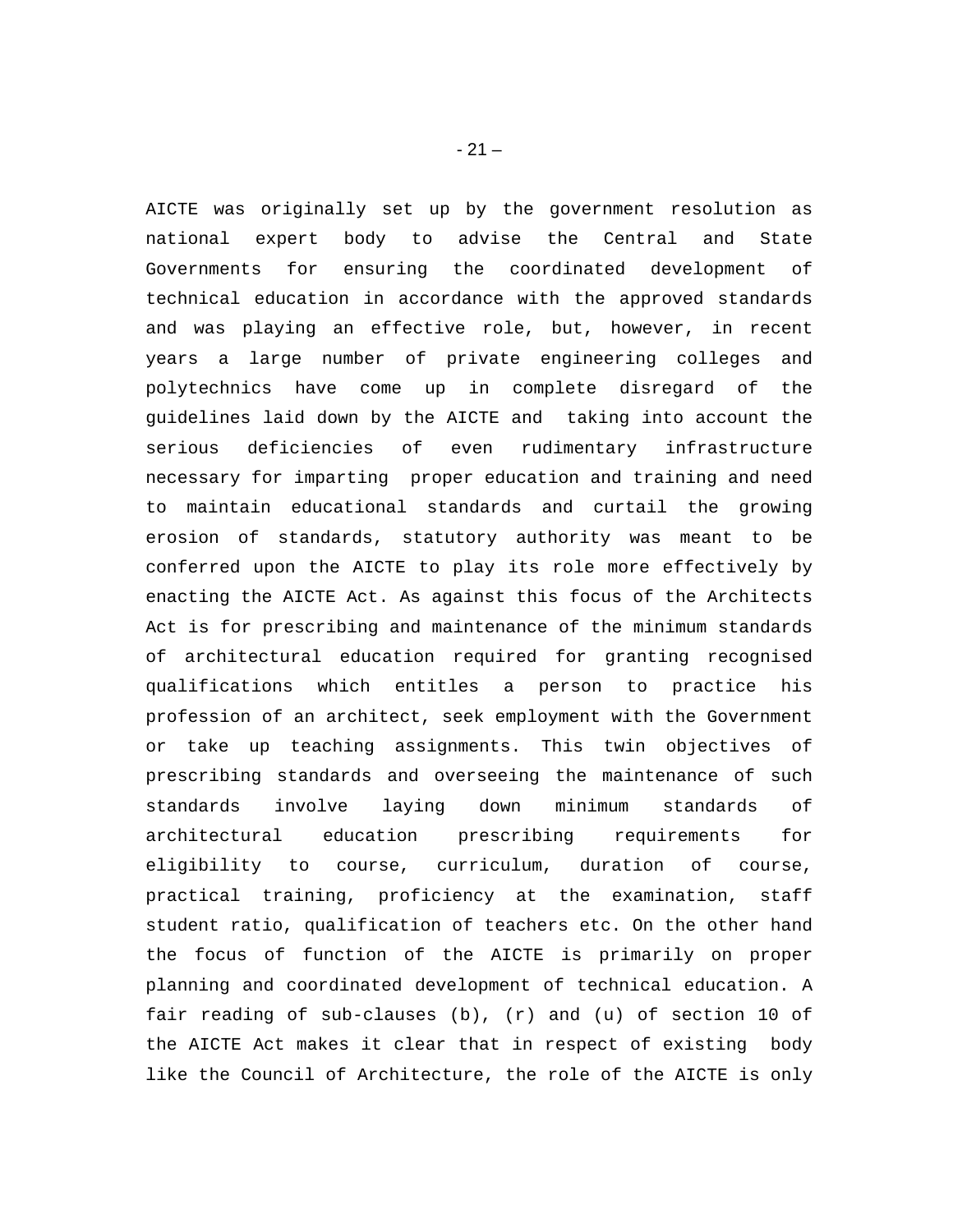AICTE was originally set up by the government resolution as national expert body to advise the Central and State Governments for ensuring the coordinated development of technical education in accordance with the approved standards and was playing an effective role, but, however, in recent years a large number of private engineering colleges and polytechnics have come up in complete disregard of the guidelines laid down by the AICTE and taking into account the serious deficiencies of even rudimentary infrastructure necessary for imparting proper education and training and need to maintain educational standards and curtail the growing erosion of standards, statutory authority was meant to be conferred upon the AICTE to play its role more effectively by enacting the AICTE Act. As against this focus of the Architects Act is for prescribing and maintenance of the minimum standards of architectural education required for granting recognised qualifications which entitles a person to practice his profession of an architect, seek employment with the Government or take up teaching assignments. This twin objectives of prescribing standards and overseeing the maintenance of such standards involve laying down minimum standards of architectural education prescribing requirements for eligibility to course, curriculum, duration of course, practical training, proficiency at the examination, staff student ratio, qualification of teachers etc. On the other hand the focus of function of the AICTE is primarily on proper planning and coordinated development of technical education. A fair reading of sub-clauses (b), (r) and (u) of section 10 of the AICTE Act makes it clear that in respect of existing body like the Council of Architecture, the role of the AICTE is only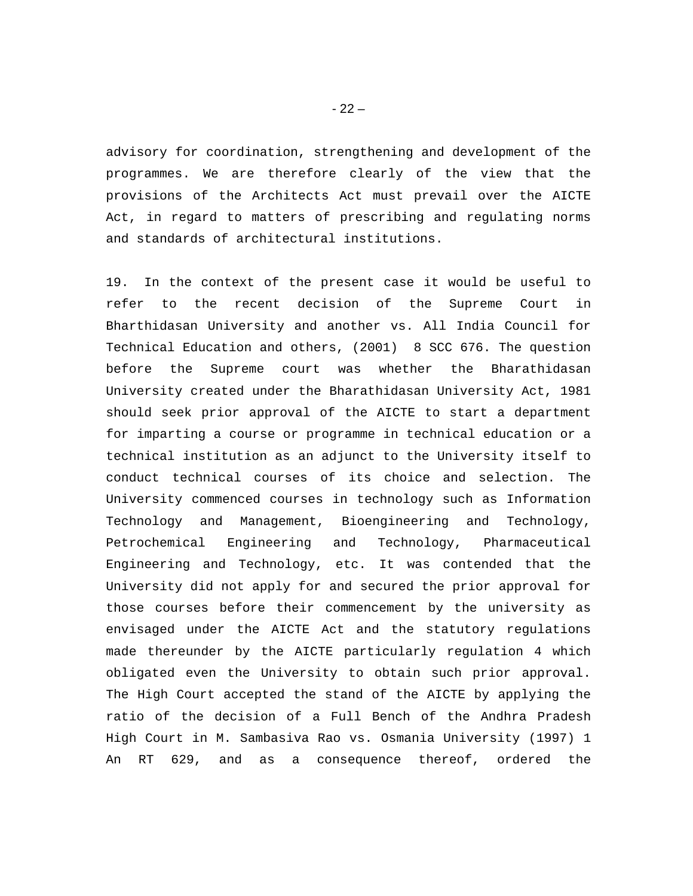advisory for coordination, strengthening and development of the programmes. We are therefore clearly of the view that the provisions of the Architects Act must prevail over the AICTE Act, in regard to matters of prescribing and regulating norms and standards of architectural institutions.

19. In the context of the present case it would be useful to refer to the recent decision of the Supreme Court in Bharthidasan University and another vs. All India Council for Technical Education and others, (2001) 8 SCC 676. The question before the Supreme court was whether the Bharathidasan University created under the Bharathidasan University Act, 1981 should seek prior approval of the AICTE to start a department for imparting a course or programme in technical education or a technical institution as an adjunct to the University itself to conduct technical courses of its choice and selection. The University commenced courses in technology such as Information Technology and Management, Bioengineering and Technology, Petrochemical Engineering and Technology, Pharmaceutical Engineering and Technology, etc. It was contended that the University did not apply for and secured the prior approval for those courses before their commencement by the university as envisaged under the AICTE Act and the statutory regulations made thereunder by the AICTE particularly regulation 4 which obligated even the University to obtain such prior approval. The High Court accepted the stand of the AICTE by applying the ratio of the decision of a Full Bench of the Andhra Pradesh High Court in M. Sambasiva Rao vs. Osmania University (1997) 1 An RT 629, and as a consequence thereof, ordered the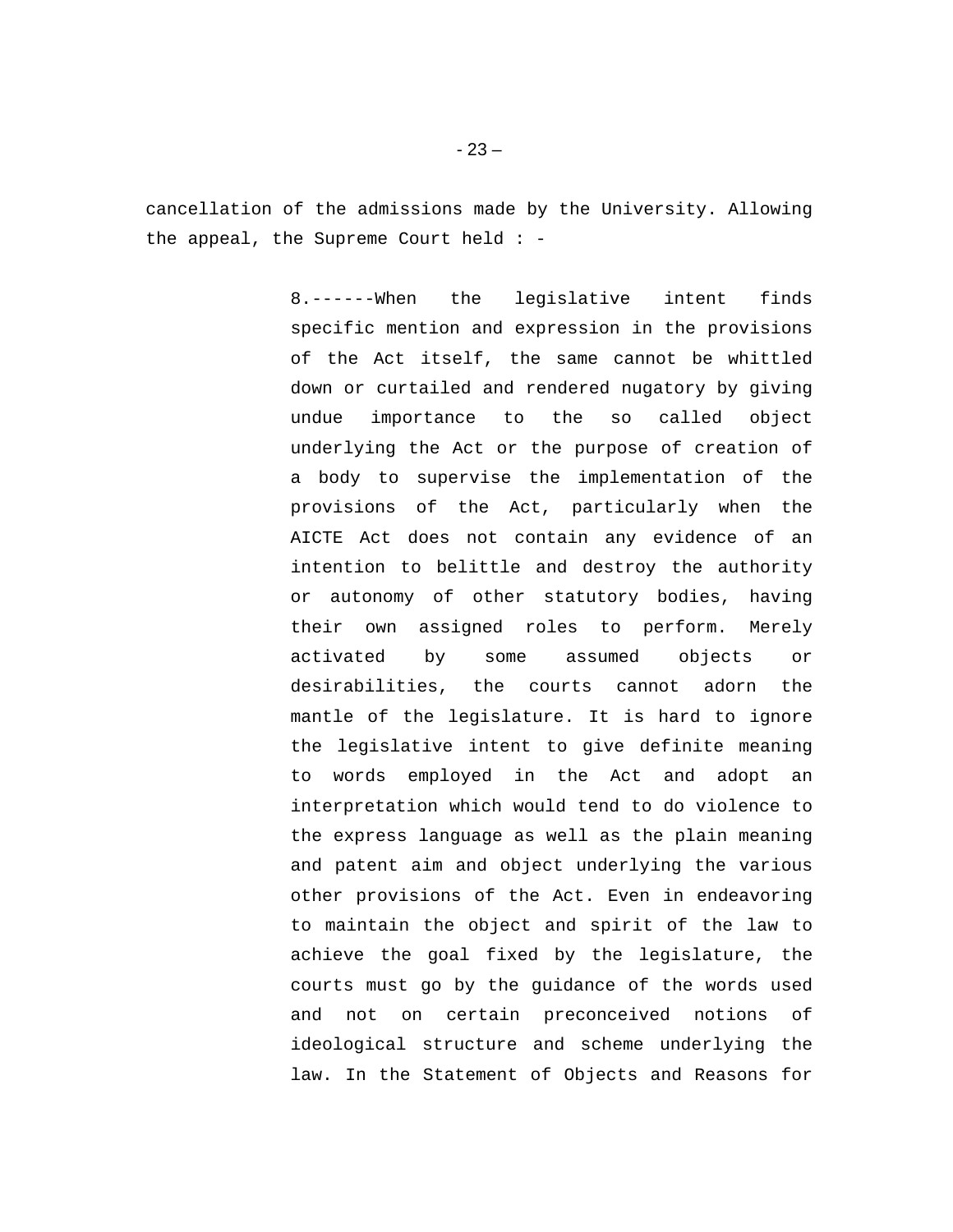cancellation of the admissions made by the University. Allowing the appeal, the Supreme Court held : -

> 8.------When the legislative intent finds specific mention and expression in the provisions of the Act itself, the same cannot be whittled down or curtailed and rendered nugatory by giving undue importance to the so called object underlying the Act or the purpose of creation of a body to supervise the implementation of the provisions of the Act, particularly when the AICTE Act does not contain any evidence of an intention to belittle and destroy the authority or autonomy of other statutory bodies, having their own assigned roles to perform. Merely activated by some assumed objects or desirabilities, the courts cannot adorn the mantle of the legislature. It is hard to ignore the legislative intent to give definite meaning to words employed in the Act and adopt an interpretation which would tend to do violence to the express language as well as the plain meaning and patent aim and object underlying the various other provisions of the Act. Even in endeavoring to maintain the object and spirit of the law to achieve the goal fixed by the legislature, the courts must go by the guidance of the words used and not on certain preconceived notions of ideological structure and scheme underlying the law. In the Statement of Objects and Reasons for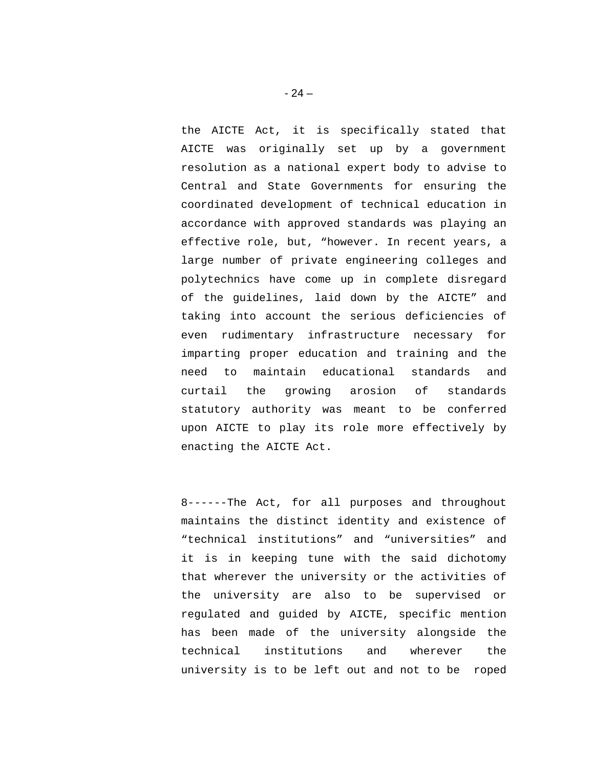the AICTE Act, it is specifically stated that AICTE was originally set up by a government resolution as a national expert body to advise to Central and State Governments for ensuring the coordinated development of technical education in accordance with approved standards was playing an effective role, but, "however. In recent years, a large number of private engineering colleges and polytechnics have come up in complete disregard of the guidelines, laid down by the AICTE" and taking into account the serious deficiencies of even rudimentary infrastructure necessary for imparting proper education and training and the need to maintain educational standards and curtail the growing arosion of standards statutory authority was meant to be conferred upon AICTE to play its role more effectively by enacting the AICTE Act.

8------The Act, for all purposes and throughout maintains the distinct identity and existence of "technical institutions" and "universities" and it is in keeping tune with the said dichotomy that wherever the university or the activities of the university are also to be supervised or regulated and guided by AICTE, specific mention has been made of the university alongside the technical institutions and wherever the university is to be left out and not to be roped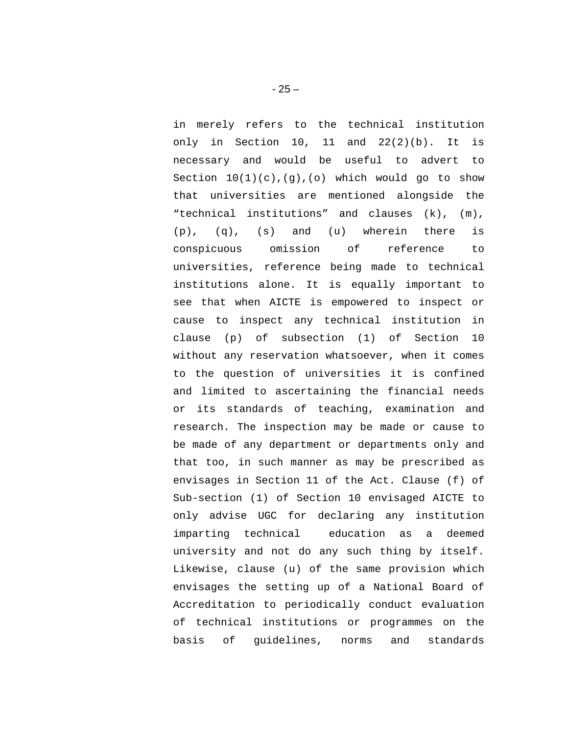in merely refers to the technical institution only in Section 10, 11 and 22(2)(b). It is necessary and would be useful to advert to Section 10(1)(c),(g),(o) which would go to show that universities are mentioned alongside the "technical institutions" and clauses (k), (m), (p), (q), (s) and (u) wherein there is conspicuous omission of reference to universities, reference being made to technical institutions alone. It is equally important to see that when AICTE is empowered to inspect or cause to inspect any technical institution in clause (p) of subsection (1) of Section 10 without any reservation whatsoever, when it comes to the question of universities it is confined and limited to ascertaining the financial needs or its standards of teaching, examination and research. The inspection may be made or cause to be made of any department or departments only and that too, in such manner as may be prescribed as envisages in Section 11 of the Act. Clause (f) of Sub-section (1) of Section 10 envisaged AICTE to only advise UGC for declaring any institution imparting technical education as a deemed university and not do any such thing by itself. Likewise, clause (u) of the same provision which envisages the setting up of a National Board of Accreditation to periodically conduct evaluation of technical institutions or programmes on the basis of guidelines, norms and standards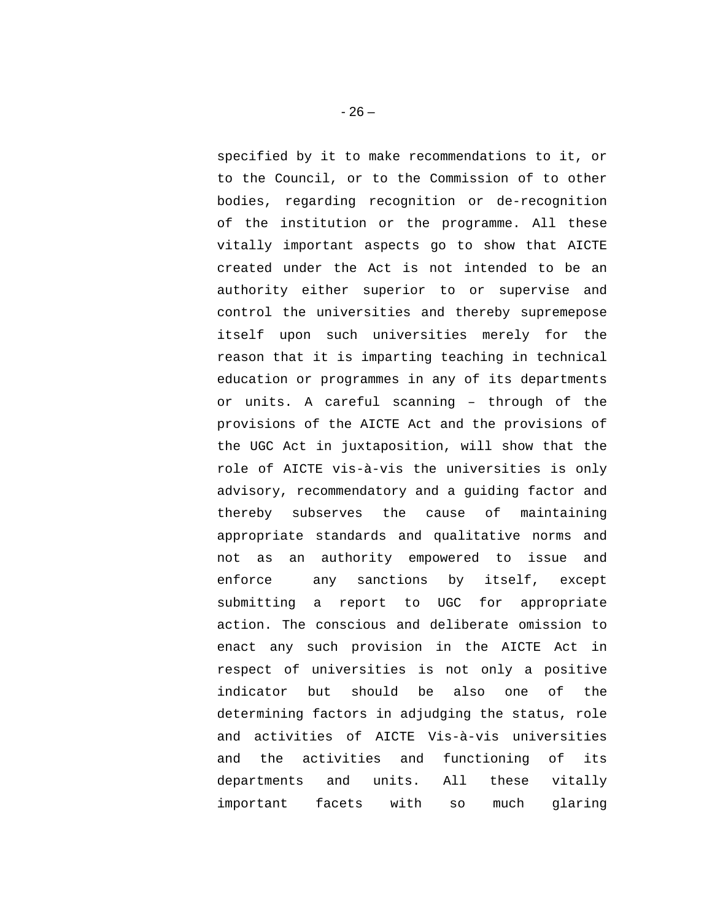specified by it to make recommendations to it, or to the Council, or to the Commission of to other bodies, regarding recognition or de-recognition of the institution or the programme. All these vitally important aspects go to show that AICTE created under the Act is not intended to be an authority either superior to or supervise and control the universities and thereby supremepose itself upon such universities merely for the reason that it is imparting teaching in technical education or programmes in any of its departments or units. A careful scanning – through of the provisions of the AICTE Act and the provisions of the UGC Act in juxtaposition, will show that the role of AICTE vis-à-vis the universities is only advisory, recommendatory and a guiding factor and thereby subserves the cause of maintaining appropriate standards and qualitative norms and not as an authority empowered to issue and enforce any sanctions by itself, except submitting a report to UGC for appropriate action. The conscious and deliberate omission to enact any such provision in the AICTE Act in respect of universities is not only a positive indicator but should be also one of the determining factors in adjudging the status, role and activities of AICTE Vis-à-vis universities and the activities and functioning of its departments and units. All these vitally important facets with so much glaring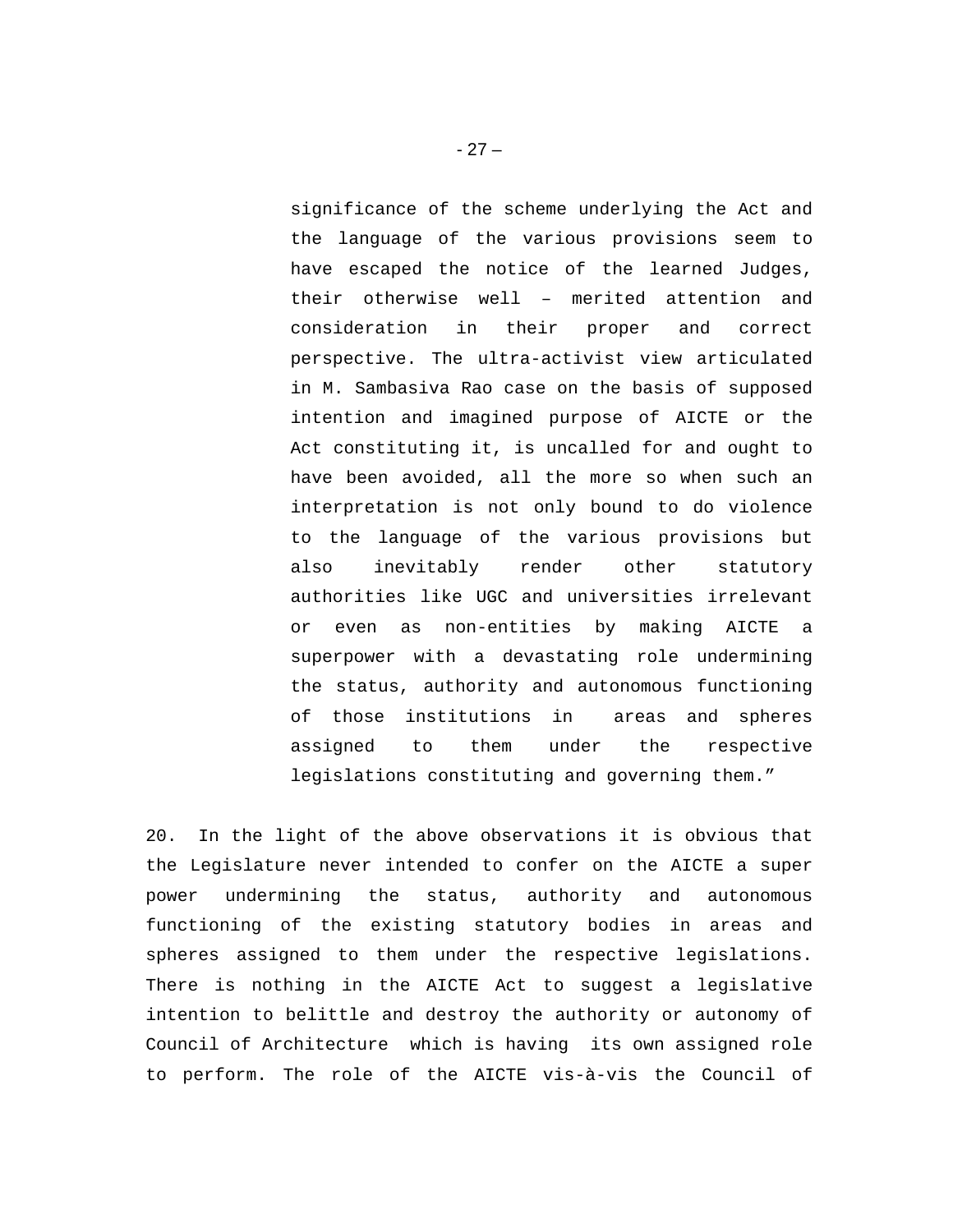> significance of the scheme underlying the Act and the language of the various provisions seem to have escaped the notice of the learned Judges, their otherwise well – merited attention and consideration in their proper and correct perspective. The ultra-activist view articulated in M. Sambasiva Rao case on the basis of supposed intention and imagined purpose of AICTE or the Act constituting it, is uncalled for and ought to have been avoided, all the more so when such an interpretation is not only bound to do violence to the language of the various provisions but also inevitably render other statutory authorities like UGC and universities irrelevant or even as non-entities by making AICTE a superpower with a devastating role undermining the status, authority and autonomous functioning of those institutions in areas and spheres assigned to them under the respective legislations constituting and governing them."

20. In the light of the above observations it is obvious that the Legislature never intended to confer on the AICTE a super power undermining the status, authority and autonomous functioning of the existing statutory bodies in areas and spheres assigned to them under the respective legislations. There is nothing in the AICTE Act to suggest a legislative intention to belittle and destroy the authority or autonomy of Council of Architecture which is having its own assigned role to perform. The role of the AICTE vis-à-vis the Council of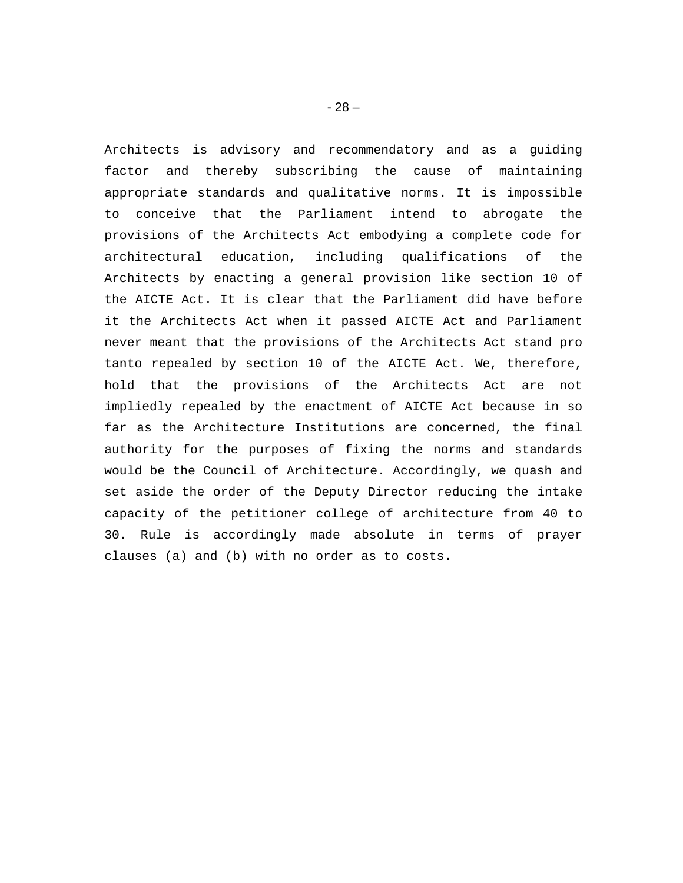Architects is advisory and recommendatory and as a guiding factor and thereby subscribing the cause of maintaining appropriate standards and qualitative norms. It is impossible to conceive that the Parliament intend to abrogate the provisions of the Architects Act embodying a complete code for architectural education, including qualifications of the Architects by enacting a general provision like section 10 of the AICTE Act. It is clear that the Parliament did have before it the Architects Act when it passed AICTE Act and Parliament never meant that the provisions of the Architects Act stand pro tanto repealed by section 10 of the AICTE Act. We, therefore, hold that the provisions of the Architects Act are not impliedly repealed by the enactment of AICTE Act because in so far as the Architecture Institutions are concerned, the final authority for the purposes of fixing the norms and standards would be the Council of Architecture. Accordingly, we quash and set aside the order of the Deputy Director reducing the intake capacity of the petitioner college of architecture from 40 to 30. Rule is accordingly made absolute in terms of prayer clauses (a) and (b) with no order as to costs.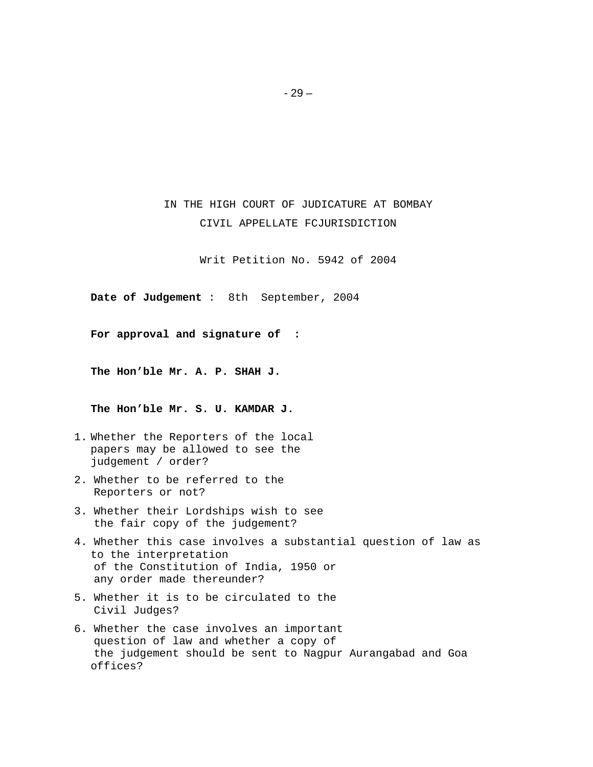IN THE HIGH COURT OF JUDICATURE AT BOMBAY

CIVIL APPELLATE FCJURISDICTION

Writ Petition No. 5942 of 2004

**Date of Judgement** : 8th September, 2004

**For approval and signature of :**

**The Hon'ble Mr. A. P. SHAH J.**

**The Hon'ble Mr. S. U. KAMDAR J.**

1. Whether the Reporters of the local papers may be allowed to see the judgement / order?
2. Whether to be referred to the Reporters or not?
3. Whether their Lordships wish to see the fair copy of the judgement?
4. Whether this case involves a substantial question of law as to the interpretation of the Constitution of India, 1950 or any order made thereunder?
5. Whether it is to be circulated to the Civil Judges?
6. Whether the case involves an important question of law and whether a copy of the judgement should be sent to Nagpur Aurangabad and Goa offices?